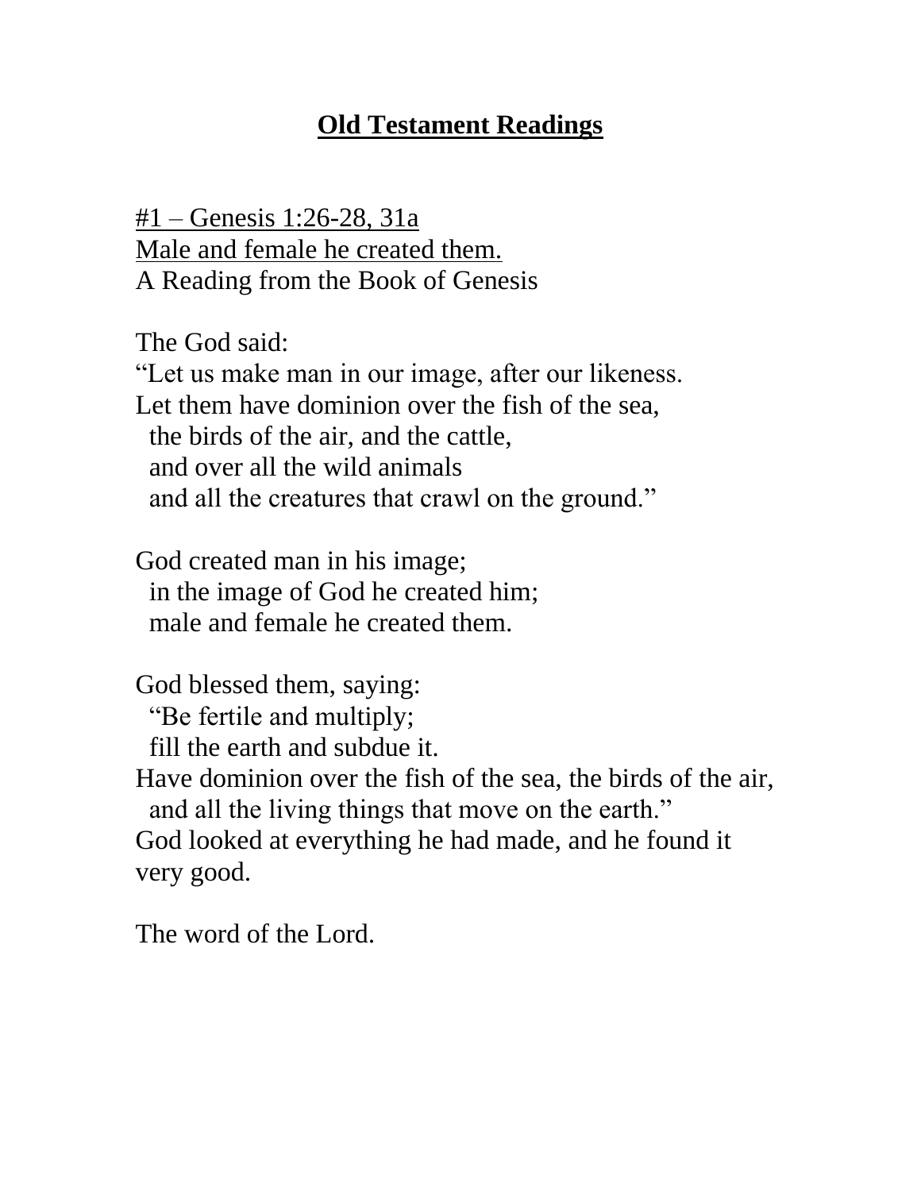# **Old Testament Readings**

#1 – Genesis 1:26-28, 31a
Male and female he created them.
A Reading from the Book of Genesis

The God said:
"Let us make man in our image, after our likeness.
Let them have dominion over the fish of the sea,
  the birds of the air, and the cattle,
  and over all the wild animals
  and all the creatures that crawl on the ground."

God created man in his image;
  in the image of God he created him;
  male and female he created them.

God blessed them, saying:
  "Be fertile and multiply;
  fill the earth and subdue it.
Have dominion over the fish of the sea, the birds of the air,
  and all the living things that move on the earth."
God looked at everything he had made, and he found it very good.

The word of the Lord.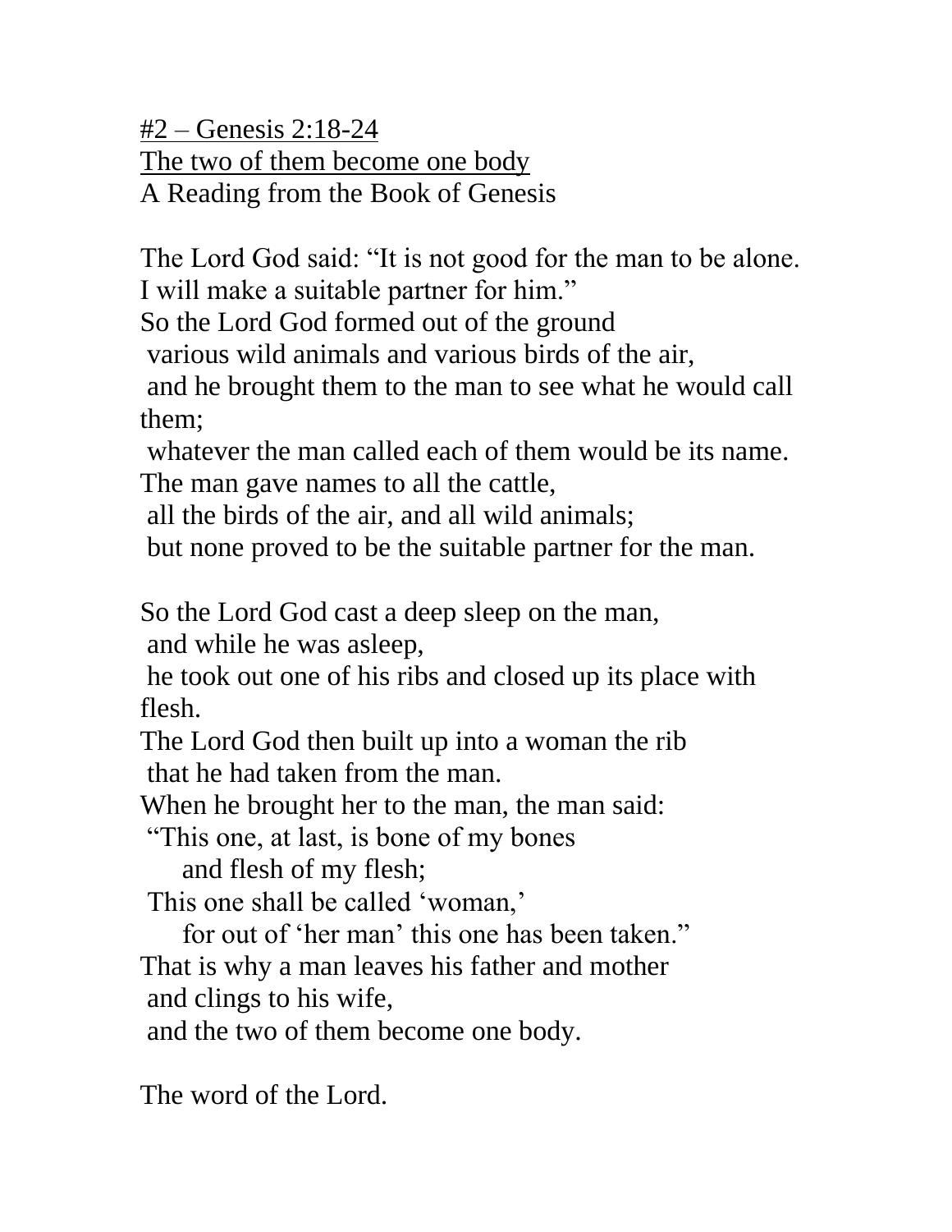#2 – Genesis 2:18-24
The two of them become one body
A Reading from the Book of Genesis

The Lord God said: "It is not good for the man to be alone.
I will make a suitable partner for him."
So the Lord God formed out of the ground
various wild animals and various birds of the air,
and he brought them to the man to see what he would call them;
whatever the man called each of them would be its name.
The man gave names to all the cattle,
all the birds of the air, and all wild animals;
but none proved to be the suitable partner for the man.

So the Lord God cast a deep sleep on the man,
and while he was asleep,
he took out one of his ribs and closed up its place with flesh.
The Lord God then built up into a woman the rib
that he had taken from the man.
When he brought her to the man, the man said:
"This one, at last, is bone of my bones
and flesh of my flesh;
This one shall be called 'woman,'
for out of 'her man' this one has been taken."
That is why a man leaves his father and mother
and clings to his wife,
and the two of them become one body.

The word of the Lord.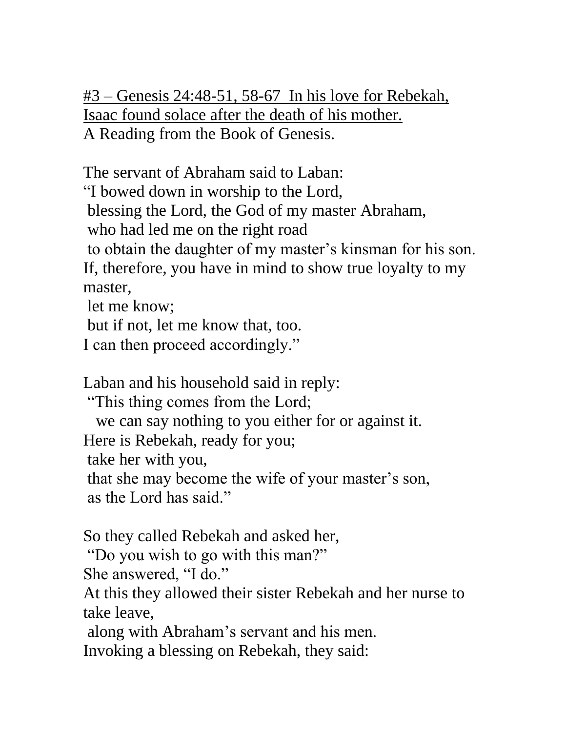<u>#3 – Genesis 24:48-51, 58-67 In his love for Rebekah, Isaac found solace after the death of his mother.</u>
A Reading from the Book of Genesis.

The servant of Abraham said to Laban:
"I bowed down in worship to the Lord,
blessing the Lord, the God of my master Abraham,
who had led me on the right road
to obtain the daughter of my master's kinsman for his son.
If, therefore, you have in mind to show true loyalty to my master,
let me know;
but if not, let me know that, too.
I can then proceed accordingly."

Laban and his household said in reply:
"This thing comes from the Lord;
we can say nothing to you either for or against it.
Here is Rebekah, ready for you;
take her with you,
that she may become the wife of your master's son,
as the Lord has said."

So they called Rebekah and asked her,
"Do you wish to go with this man?"
She answered, "I do."
At this they allowed their sister Rebekah and her nurse to take leave,
along with Abraham's servant and his men.
Invoking a blessing on Rebekah, they said: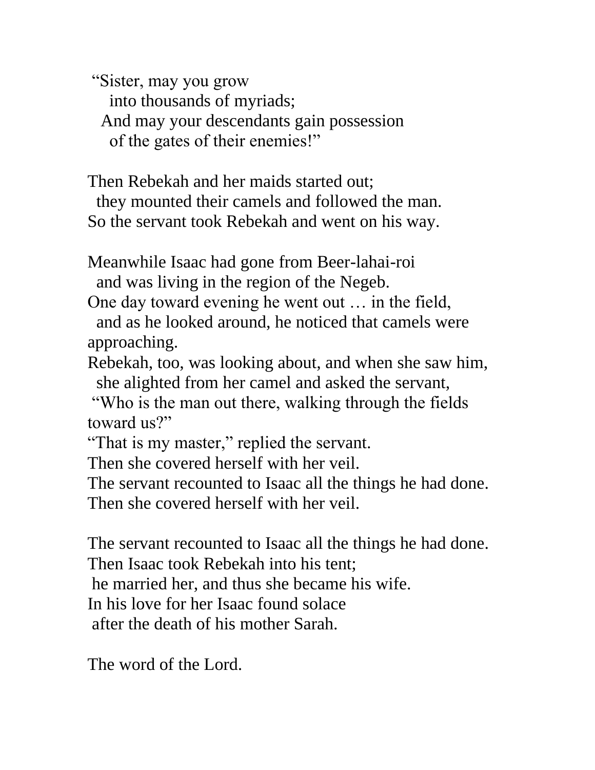"Sister, may you grow  
into thousands of myriads;  
And may your descendants gain possession  
of the gates of their enemies!"

Then Rebekah and her maids started out;  
they mounted their camels and followed the man.  
So the servant took Rebekah and went on his way.

Meanwhile Isaac had gone from Beer-lahai-roi  
and was living in the region of the Negeb.  
One day toward evening he went out … in the field,  
and as he looked around, he noticed that camels were approaching.  
Rebekah, too, was looking about, and when she saw him,  
she alighted from her camel and asked the servant,  
"Who is the man out there, walking through the fields toward us?"  
"That is my master," replied the servant.  
Then she covered herself with her veil.  
The servant recounted to Isaac all the things he had done.  
Then she covered herself with her veil.

The servant recounted to Isaac all the things he had done.  
Then Isaac took Rebekah into his tent;  
he married her, and thus she became his wife.  
In his love for her Isaac found solace  
after the death of his mother Sarah.

The word of the Lord.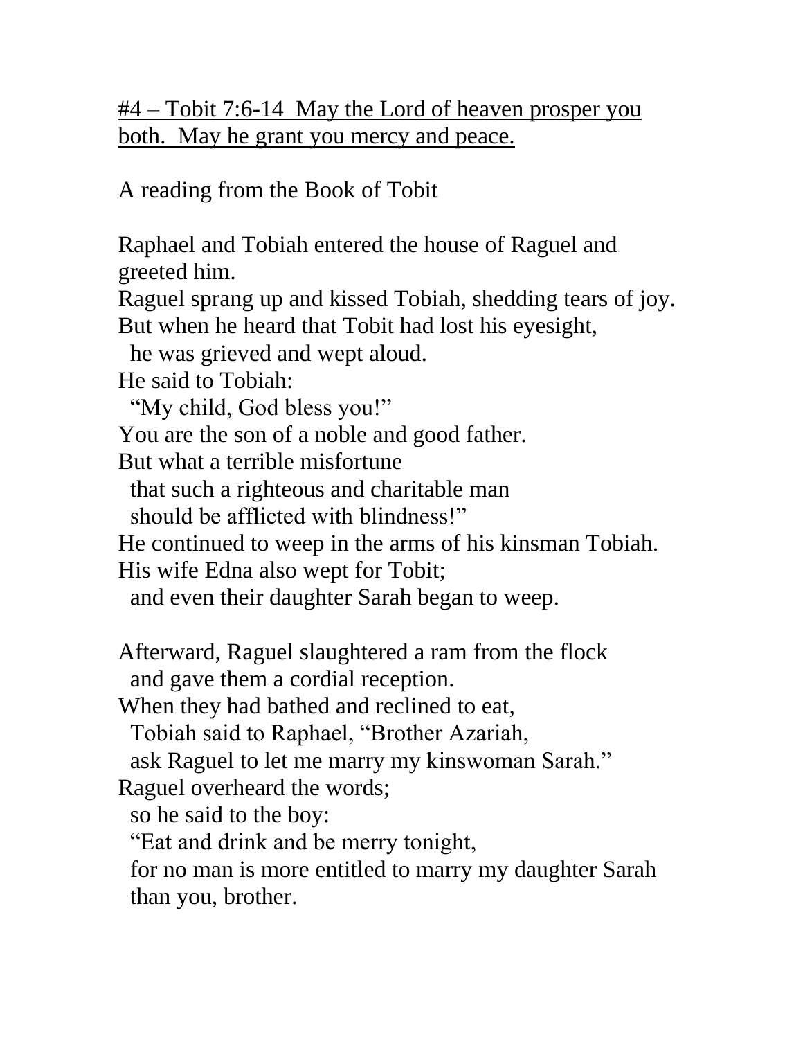<u>#4 – Tobit 7:6-14 May the Lord of heaven prosper you both. May he grant you mercy and peace.</u>

A reading from the Book of Tobit

Raphael and Tobiah entered the house of Raguel and greeted him.
Raguel sprang up and kissed Tobiah, shedding tears of joy.
But when he heard that Tobit had lost his eyesight,
  he was grieved and wept aloud.
He said to Tobiah:
  "My child, God bless you!"
You are the son of a noble and good father.
But what a terrible misfortune
  that such a righteous and charitable man
  should be afflicted with blindness!"
He continued to weep in the arms of his kinsman Tobiah.
His wife Edna also wept for Tobit;
  and even their daughter Sarah began to weep.

Afterward, Raguel slaughtered a ram from the flock
  and gave them a cordial reception.
When they had bathed and reclined to eat,
  Tobiah said to Raphael, "Brother Azariah,
  ask Raguel to let me marry my kinswoman Sarah."
Raguel overheard the words;
  so he said to the boy:
  "Eat and drink and be merry tonight,
  for no man is more entitled to marry my daughter Sarah
  than you, brother.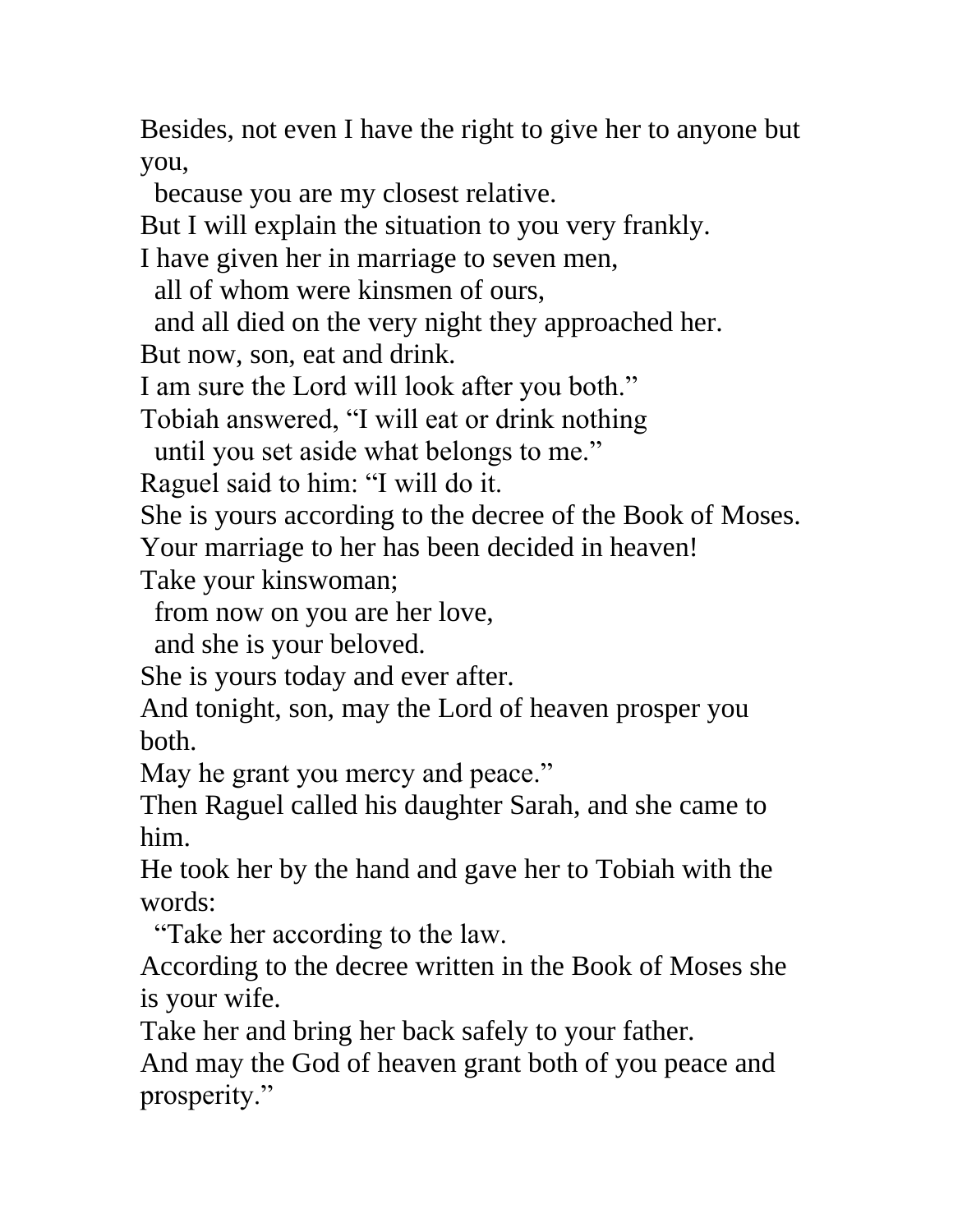Besides, not even I have the right to give her to anyone but you,
  because you are my closest relative.
But I will explain the situation to you very frankly.
I have given her in marriage to seven men,
  all of whom were kinsmen of ours,
  and all died on the very night they approached her.
But now, son, eat and drink.
I am sure the Lord will look after you both."
Tobiah answered, "I will eat or drink nothing
  until you set aside what belongs to me."
Raguel said to him: "I will do it.
She is yours according to the decree of the Book of Moses.
Your marriage to her has been decided in heaven!
Take your kinswoman;
  from now on you are her love,
  and she is your beloved.
She is yours today and ever after.
And tonight, son, may the Lord of heaven prosper you both.
May he grant you mercy and peace."
Then Raguel called his daughter Sarah, and she came to him.
He took her by the hand and gave her to Tobiah with the words:
  "Take her according to the law.
According to the decree written in the Book of Moses she is your wife.
Take her and bring her back safely to your father.
And may the God of heaven grant both of you peace and prosperity."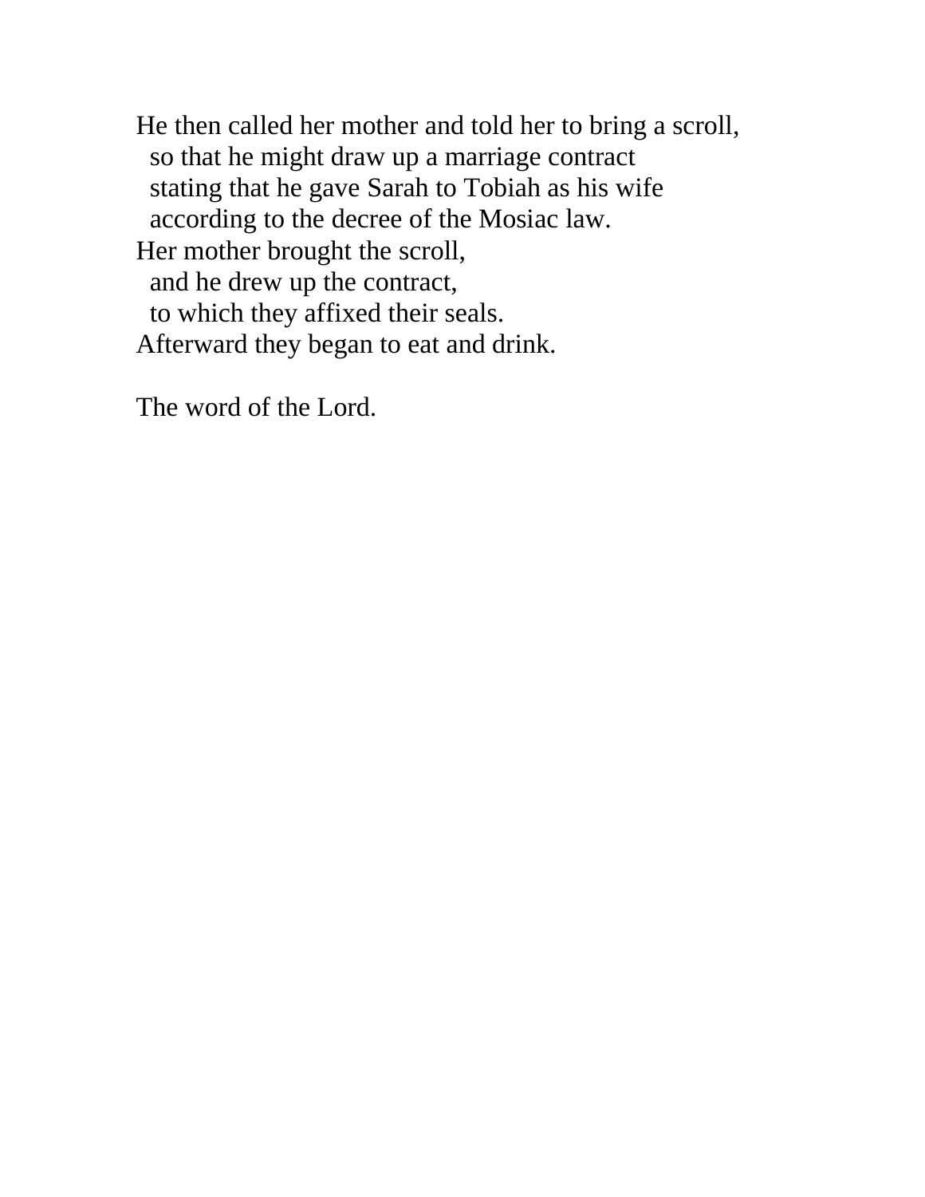He then called her mother and told her to bring a scroll,
  so that he might draw up a marriage contract
  stating that he gave Sarah to Tobiah as his wife
  according to the decree of the Mosiac law.
Her mother brought the scroll,
  and he drew up the contract,
  to which they affixed their seals.
Afterward they began to eat and drink.

The word of the Lord.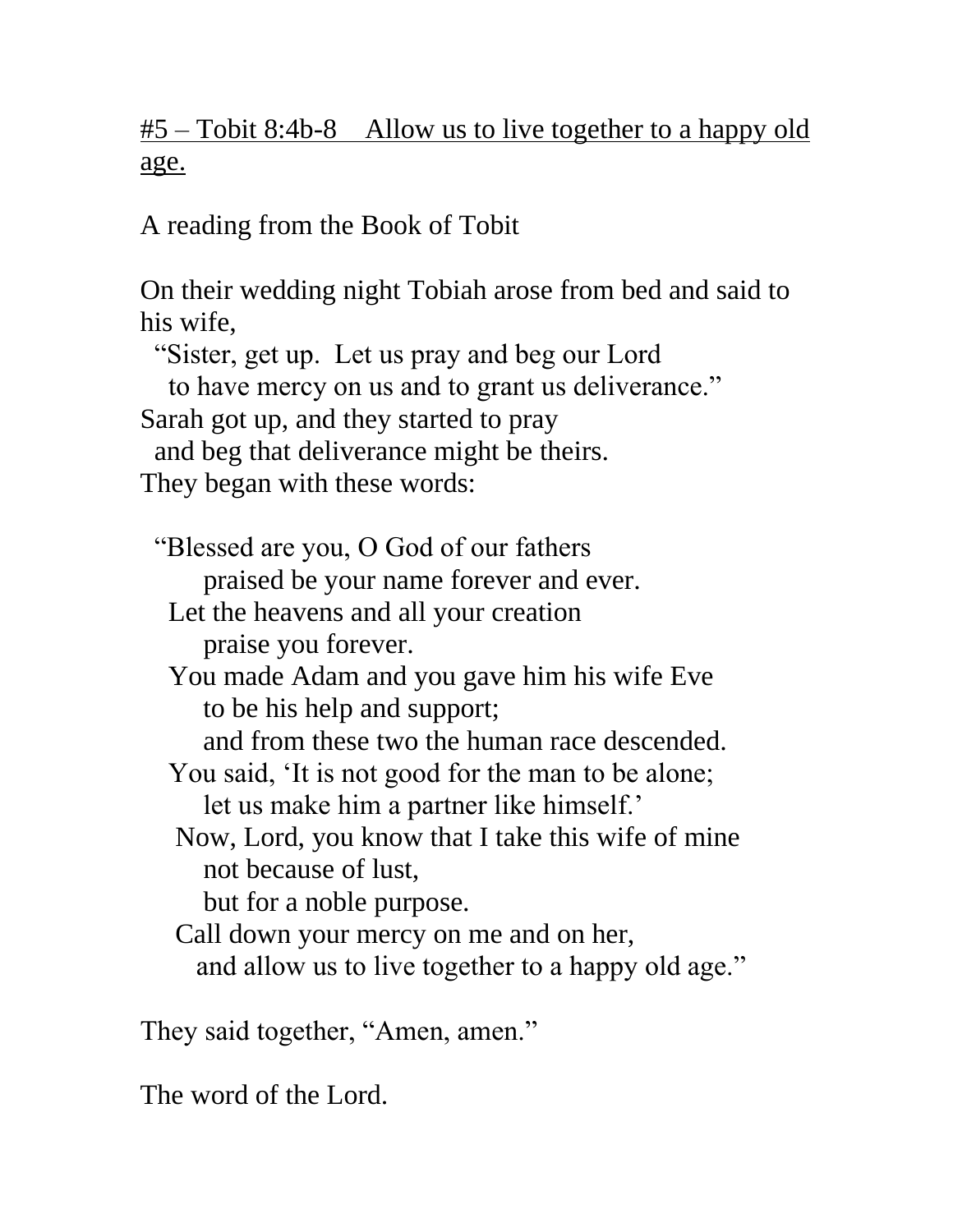<u>#5 – Tobit 8:4b-8    Allow us to live together to a happy old age.</u>

A reading from the Book of Tobit

On their wedding night Tobiah arose from bed and said to his wife,  
"Sister, get up. Let us pray and beg our Lord  
to have mercy on us and to grant us deliverance."  
Sarah got up, and they started to pray  
and beg that deliverance might be theirs.  
They began with these words:

"Blessed are you, O God of our fathers  
praised be your name forever and ever.  
Let the heavens and all your creation  
praise you forever.  
You made Adam and you gave him his wife Eve  
to be his help and support;  
and from these two the human race descended.  
You said, 'It is not good for the man to be alone;  
let us make him a partner like himself.'  
Now, Lord, you know that I take this wife of mine  
not because of lust,  
but for a noble purpose.  
Call down your mercy on me and on her,  
and allow us to live together to a happy old age."

They said together, "Amen, amen."

The word of the Lord.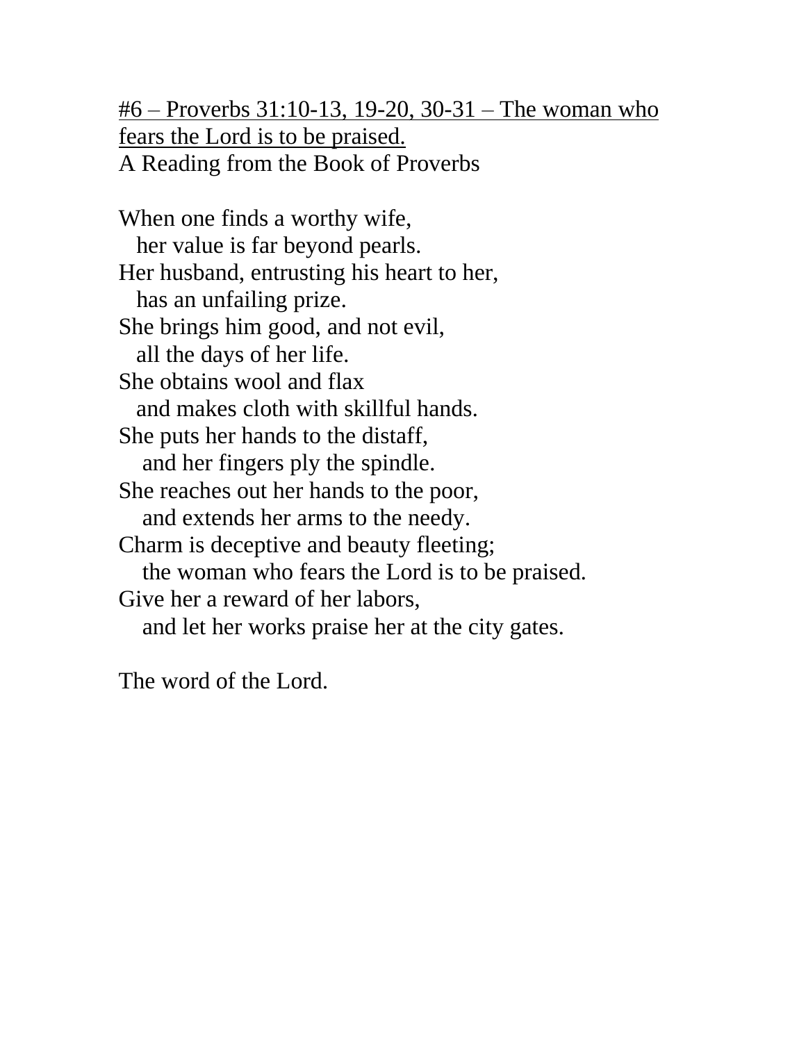<u>#6 – Proverbs 31:10-13, 19-20, 30-31 – The woman who fears the Lord is to be praised.</u>

A Reading from the Book of Proverbs

When one finds a worthy wife,
her value is far beyond pearls.
Her husband, entrusting his heart to her,
has an unfailing prize.
She brings him good, and not evil,
all the days of her life.
She obtains wool and flax
and makes cloth with skillful hands.
She puts her hands to the distaff,
and her fingers ply the spindle.
She reaches out her hands to the poor,
and extends her arms to the needy.
Charm is deceptive and beauty fleeting;
the woman who fears the Lord is to be praised.
Give her a reward of her labors,
and let her works praise her at the city gates.

The word of the Lord.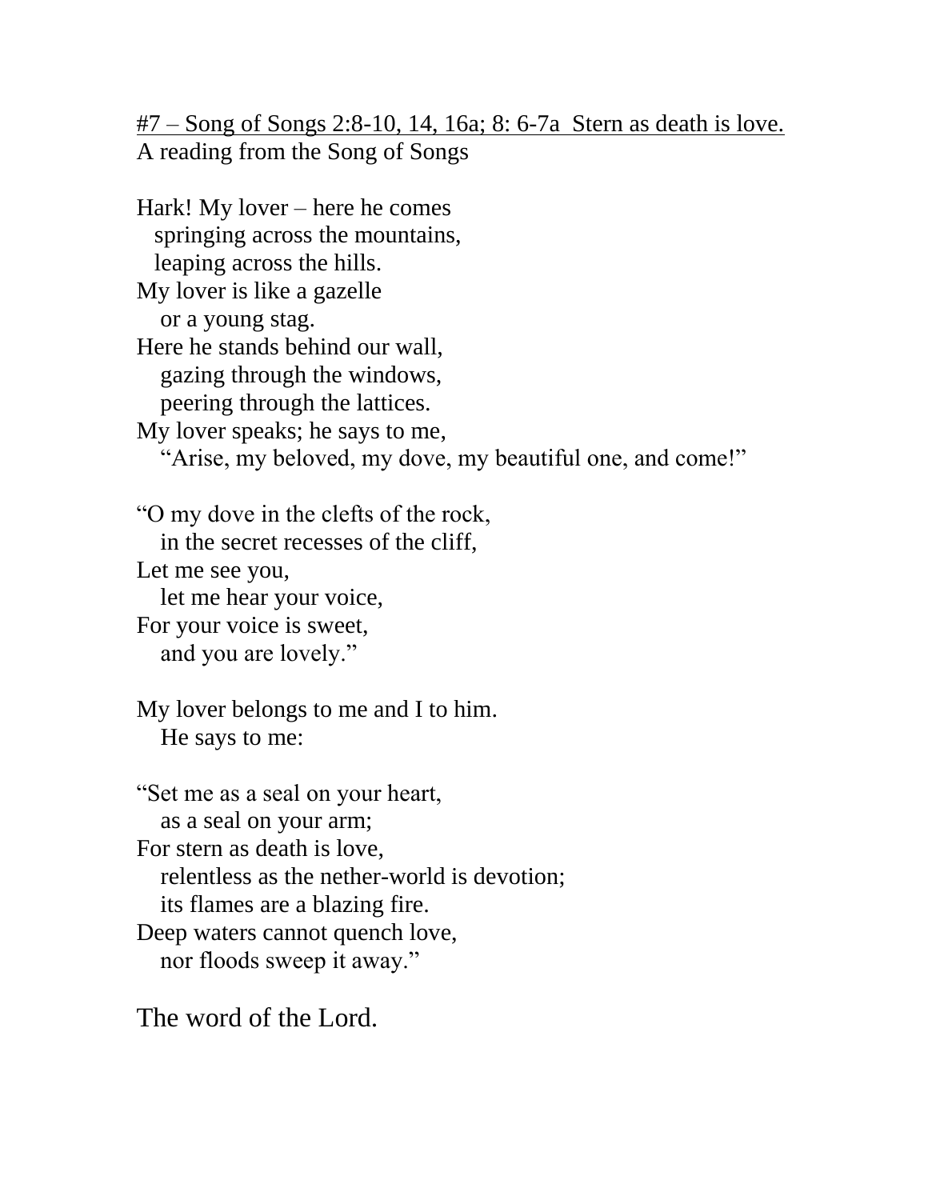<u>#7 – Song of Songs 2:8-10, 14, 16a; 8: 6-7a  Stern as death is love.</u>
A reading from the Song of Songs

Hark! My lover – here he comes
springing across the mountains,
leaping across the hills.
My lover is like a gazelle
or a young stag.
Here he stands behind our wall,
gazing through the windows,
peering through the lattices.
My lover speaks; he says to me,
"Arise, my beloved, my dove, my beautiful one, and come!"

"O my dove in the clefts of the rock,
in the secret recesses of the cliff,
Let me see you,
let me hear your voice,
For your voice is sweet,
and you are lovely."

My lover belongs to me and I to him.
He says to me:

"Set me as a seal on your heart,
as a seal on your arm;
For stern as death is love,
relentless as the nether-world is devotion;
its flames are a blazing fire.
Deep waters cannot quench love,
nor floods sweep it away."

The word of the Lord.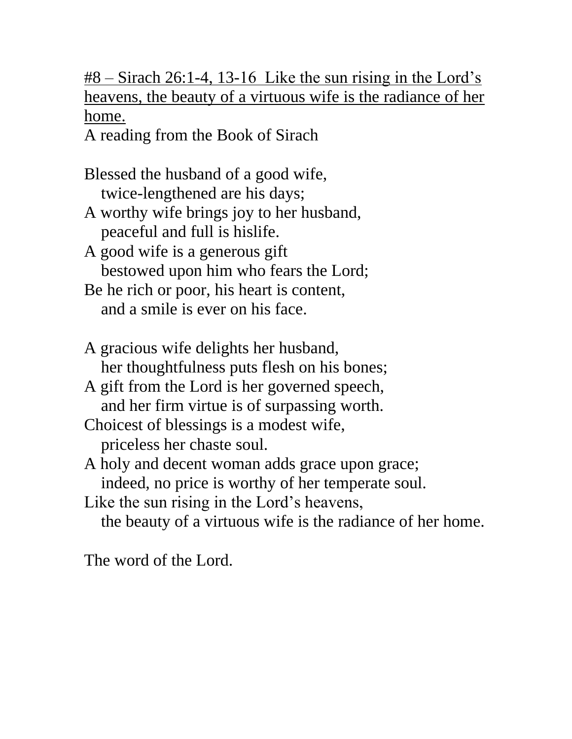<u>#8 – Sirach 26:1-4, 13-16 Like the sun rising in the Lord's heavens, the beauty of a virtuous wife is the radiance of her home.</u>

A reading from the Book of Sirach

Blessed the husband of a good wife,  
   twice-lengthened are his days;  
A worthy wife brings joy to her husband,  
   peaceful and full is hislife.  
A good wife is a generous gift  
   bestowed upon him who fears the Lord;  
Be he rich or poor, his heart is content,  
   and a smile is ever on his face.

A gracious wife delights her husband,  
   her thoughtfulness puts flesh on his bones;  
A gift from the Lord is her governed speech,  
   and her firm virtue is of surpassing worth.  
Choicest of blessings is a modest wife,  
   priceless her chaste soul.  
A holy and decent woman adds grace upon grace;  
   indeed, no price is worthy of her temperate soul.  
Like the sun rising in the Lord's heavens,  
   the beauty of a virtuous wife is the radiance of her home.

The word of the Lord.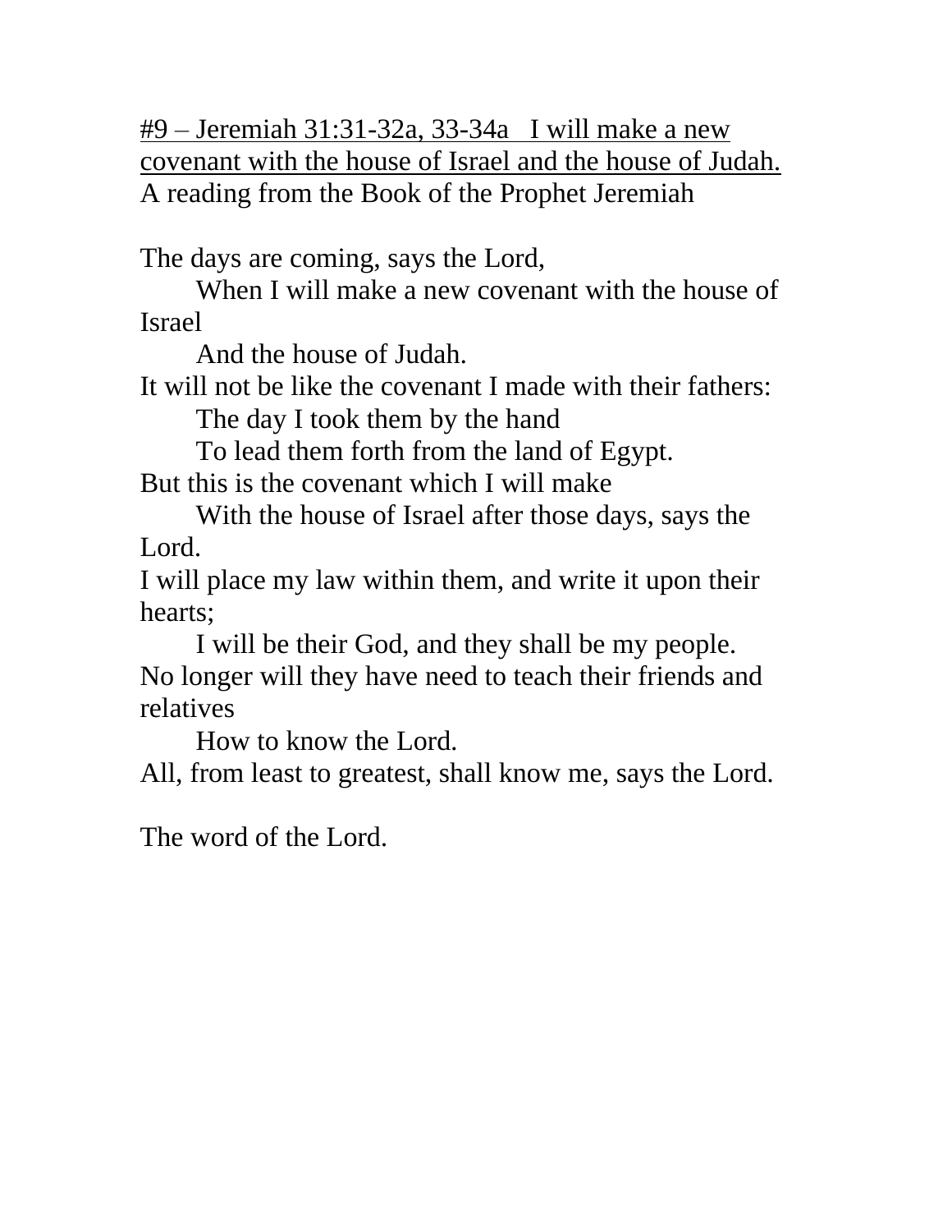<u>#9 – Jeremiah 31:31-32a, 33-34a   I will make a new covenant with the house of Israel and the house of Judah.</u>

A reading from the Book of the Prophet Jeremiah

The days are coming, says the Lord,
  When I will make a new covenant with the house of Israel
  And the house of Judah.
It will not be like the covenant I made with their fathers:
  The day I took them by the hand
  To lead them forth from the land of Egypt.
But this is the covenant which I will make
  With the house of Israel after those days, says the Lord.
I will place my law within them, and write it upon their hearts;
  I will be their God, and they shall be my people.
No longer will they have need to teach their friends and relatives
  How to know the Lord.
All, from least to greatest, shall know me, says the Lord.

The word of the Lord.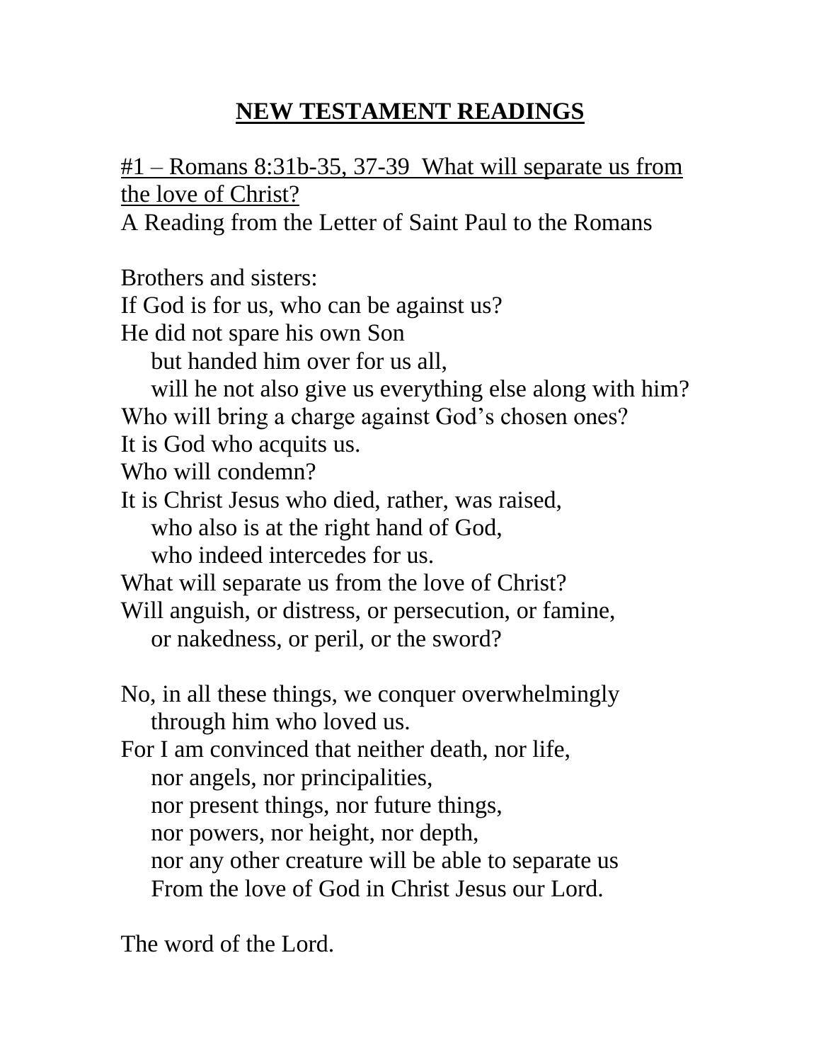# NEW TESTAMENT READINGS

#1 – Romans 8:31b-35, 37-39  What will separate us from the love of Christ?

A Reading from the Letter of Saint Paul to the Romans

Brothers and sisters:
If God is for us, who can be against us?
He did not spare his own Son
    but handed him over for us all,
    will he not also give us everything else along with him?
Who will bring a charge against God's chosen ones?
It is God who acquits us.
Who will condemn?
It is Christ Jesus who died, rather, was raised,
    who also is at the right hand of God,
    who indeed intercedes for us.
What will separate us from the love of Christ?
Will anguish, or distress, or persecution, or famine,
    or nakedness, or peril, or the sword?

No, in all these things, we conquer overwhelmingly
    through him who loved us.
For I am convinced that neither death, nor life,
    nor angels, nor principalities,
    nor present things, nor future things,
    nor powers, nor height, nor depth,
    nor any other creature will be able to separate us
    From the love of God in Christ Jesus our Lord.

The word of the Lord.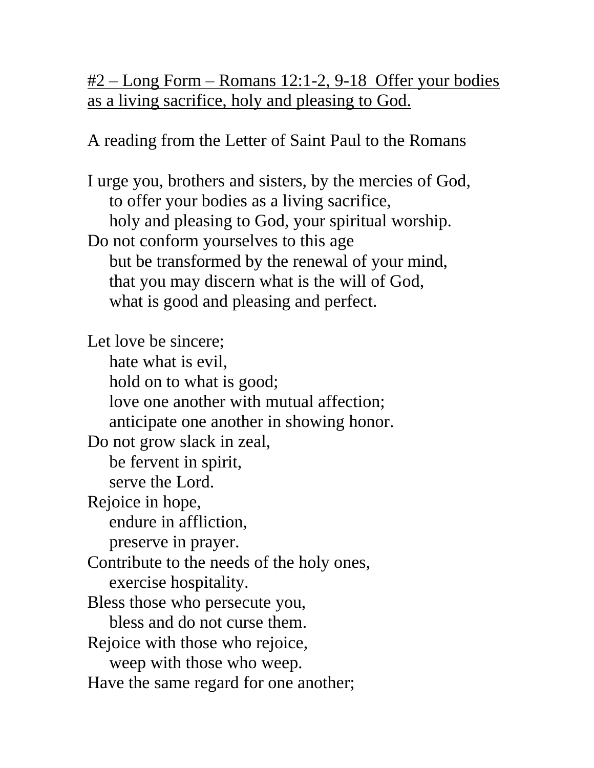<u>#2 – Long Form – Romans 12:1-2, 9-18  Offer your bodies as a living sacrifice, holy and pleasing to God.</u>

A reading from the Letter of Saint Paul to the Romans

I urge you, brothers and sisters, by the mercies of God,
    to offer your bodies as a living sacrifice,
    holy and pleasing to God, your spiritual worship.
Do not conform yourselves to this age
    but be transformed by the renewal of your mind,
    that you may discern what is the will of God,
    what is good and pleasing and perfect.

Let love be sincere;
    hate what is evil,
    hold on to what is good;
    love one another with mutual affection;
    anticipate one another in showing honor.
Do not grow slack in zeal,
    be fervent in spirit,
    serve the Lord.
Rejoice in hope,
    endure in affliction,
    preserve in prayer.
Contribute to the needs of the holy ones,
    exercise hospitality.
Bless those who persecute you,
    bless and do not curse them.
Rejoice with those who rejoice,
    weep with those who weep.
Have the same regard for one another;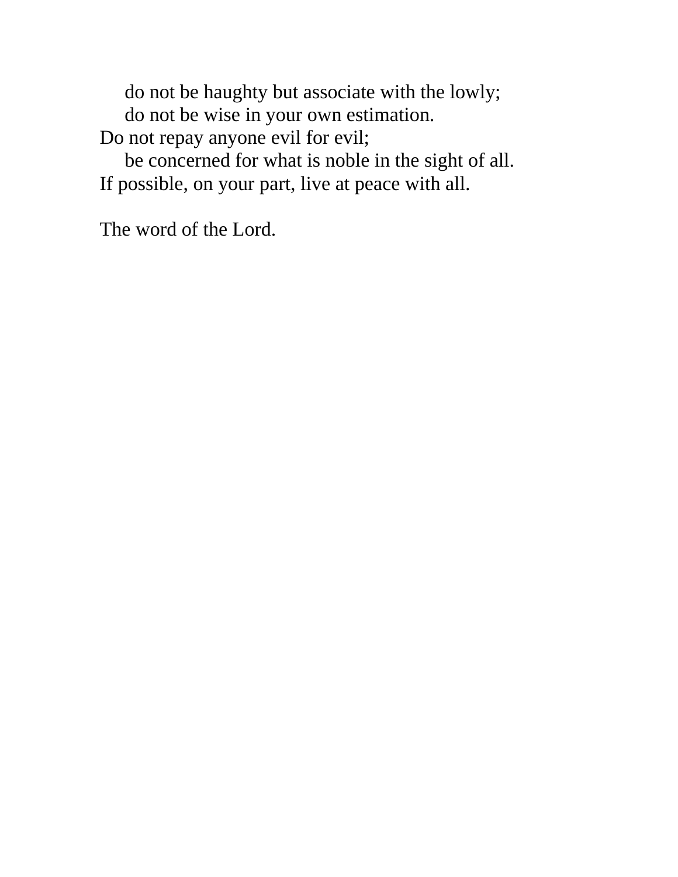do not be haughty but associate with the lowly;
do not be wise in your own estimation.
Do not repay anyone evil for evil;
be concerned for what is noble in the sight of all.
If possible, on your part, live at peace with all.

The word of the Lord.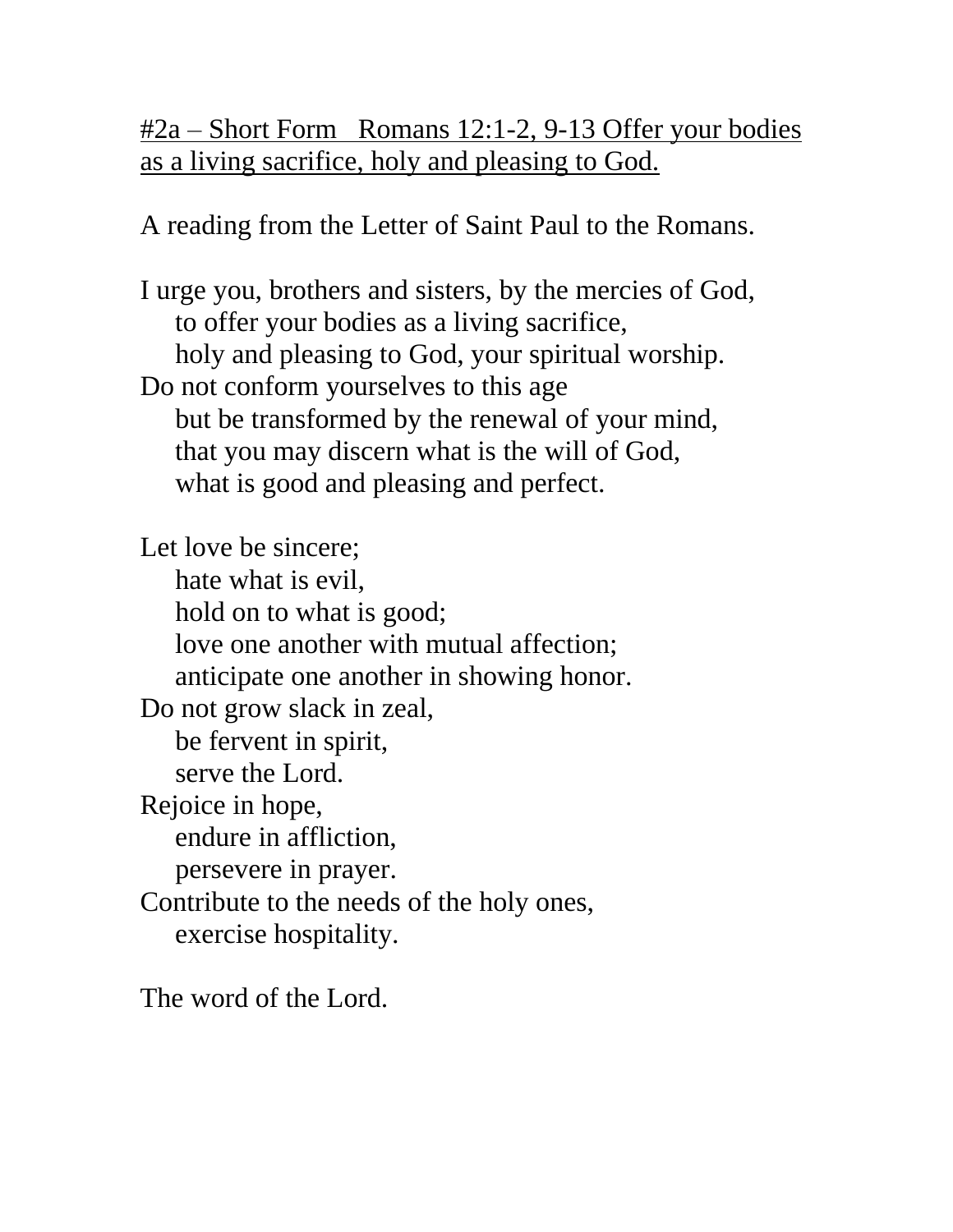<u>#2a – Short Form   Romans 12:1-2, 9-13 Offer your bodies as a living sacrifice, holy and pleasing to God.</u>

A reading from the Letter of Saint Paul to the Romans.

I urge you, brothers and sisters, by the mercies of God,  
    to offer your bodies as a living sacrifice,  
    holy and pleasing to God, your spiritual worship.  
Do not conform yourselves to this age  
    but be transformed by the renewal of your mind,  
    that you may discern what is the will of God,  
    what is good and pleasing and perfect.

Let love be sincere;  
    hate what is evil,  
    hold on to what is good;  
    love one another with mutual affection;  
    anticipate one another in showing honor.  
Do not grow slack in zeal,  
    be fervent in spirit,  
    serve the Lord.  
Rejoice in hope,  
    endure in affliction,  
    persevere in prayer.  
Contribute to the needs of the holy ones,  
    exercise hospitality.

The word of the Lord.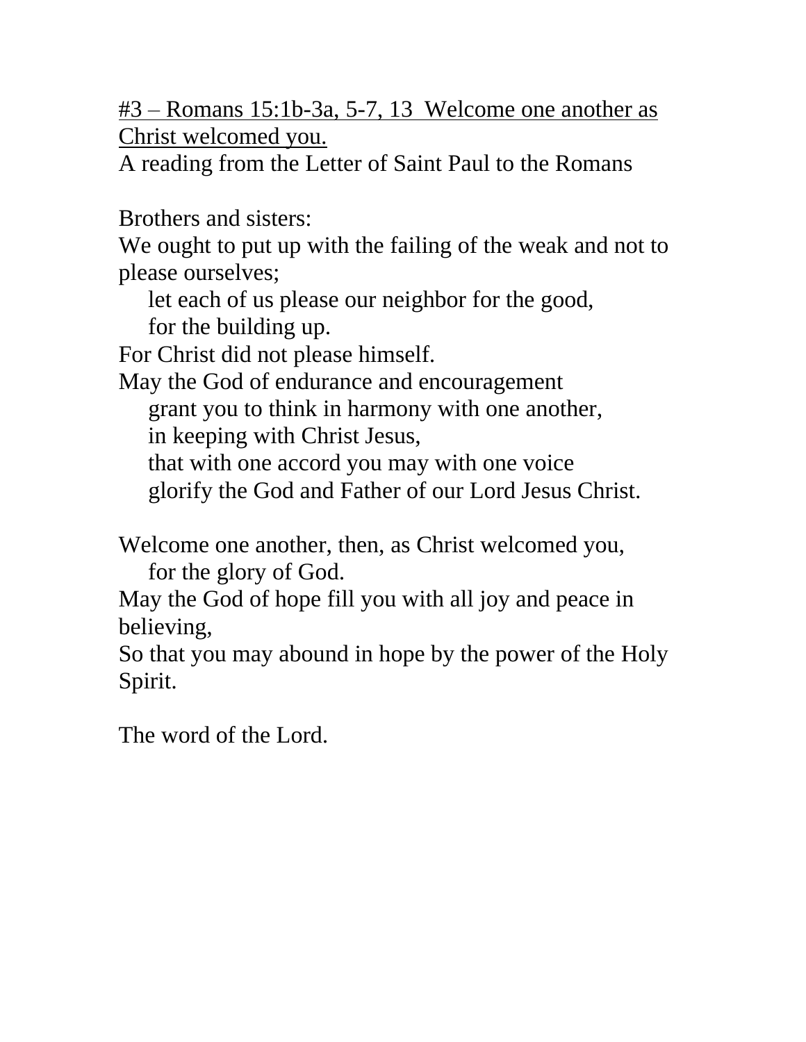<u>#3 – Romans 15:1b-3a, 5-7, 13 Welcome one another as Christ welcomed you.</u>

A reading from the Letter of Saint Paul to the Romans

Brothers and sisters:

We ought to put up with the failing of the weak and not to please ourselves;
  let each of us please our neighbor for the good,
  for the building up.
For Christ did not please himself.
May the God of endurance and encouragement
  grant you to think in harmony with one another,
  in keeping with Christ Jesus,
  that with one accord you may with one voice
  glorify the God and Father of our Lord Jesus Christ.

Welcome one another, then, as Christ welcomed you,
  for the glory of God.
May the God of hope fill you with all joy and peace in believing,
So that you may abound in hope by the power of the Holy Spirit.

The word of the Lord.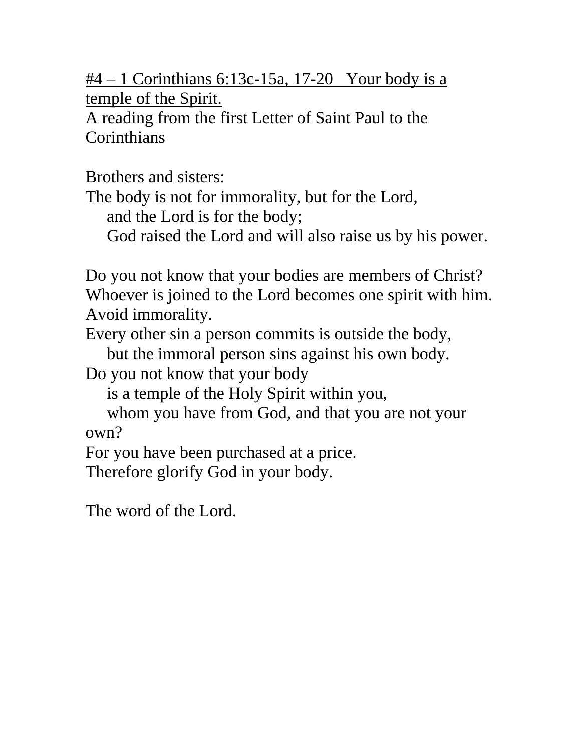<u>#4 – 1 Corinthians 6:13c-15a, 17-20   Your body is a temple of the Spirit.</u>

A reading from the first Letter of Saint Paul to the Corinthians

Brothers and sisters:
The body is not for immorality, but for the Lord,
    and the Lord is for the body;
    God raised the Lord and will also raise us by his power.

Do you not know that your bodies are members of Christ?
Whoever is joined to the Lord becomes one spirit with him.
Avoid immorality.
Every other sin a person commits is outside the body,
    but the immoral person sins against his own body.
Do you not know that your body
    is a temple of the Holy Spirit within you,
    whom you have from God, and that you are not your own?
For you have been purchased at a price.
Therefore glorify God in your body.

The word of the Lord.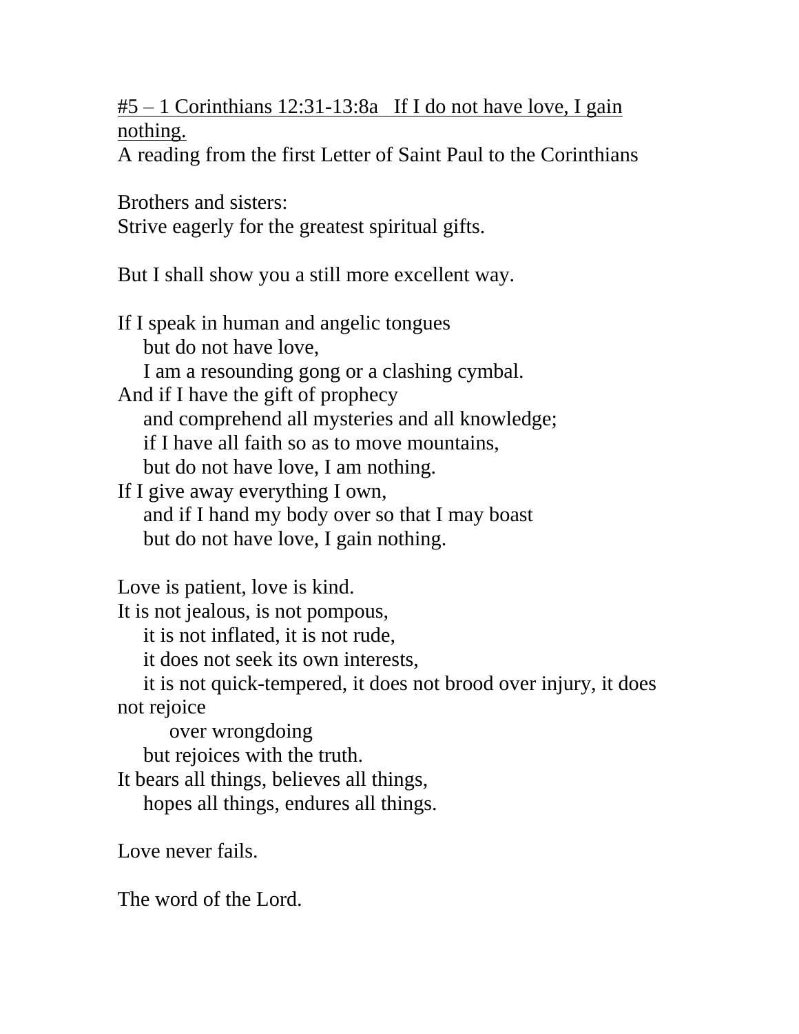<u>#5 – 1 Corinthians 12:31-13:8a   If I do not have love, I gain nothing.</u>

A reading from the first Letter of Saint Paul to the Corinthians

Brothers and sisters:
Strive eagerly for the greatest spiritual gifts.

But I shall show you a still more excellent way.

If I speak in human and angelic tongues
    but do not have love,
    I am a resounding gong or a clashing cymbal.
And if I have the gift of prophecy
    and comprehend all mysteries and all knowledge;
    if I have all faith so as to move mountains,
    but do not have love, I am nothing.
If I give away everything I own,
    and if I hand my body over so that I may boast
    but do not have love, I gain nothing.

Love is patient, love is kind.
It is not jealous, is not pompous,
    it is not inflated, it is not rude,
    it does not seek its own interests,
    it is not quick-tempered, it does not brood over injury, it does not rejoice
        over wrongdoing
    but rejoices with the truth.
It bears all things, believes all things,
    hopes all things, endures all things.

Love never fails.

The word of the Lord.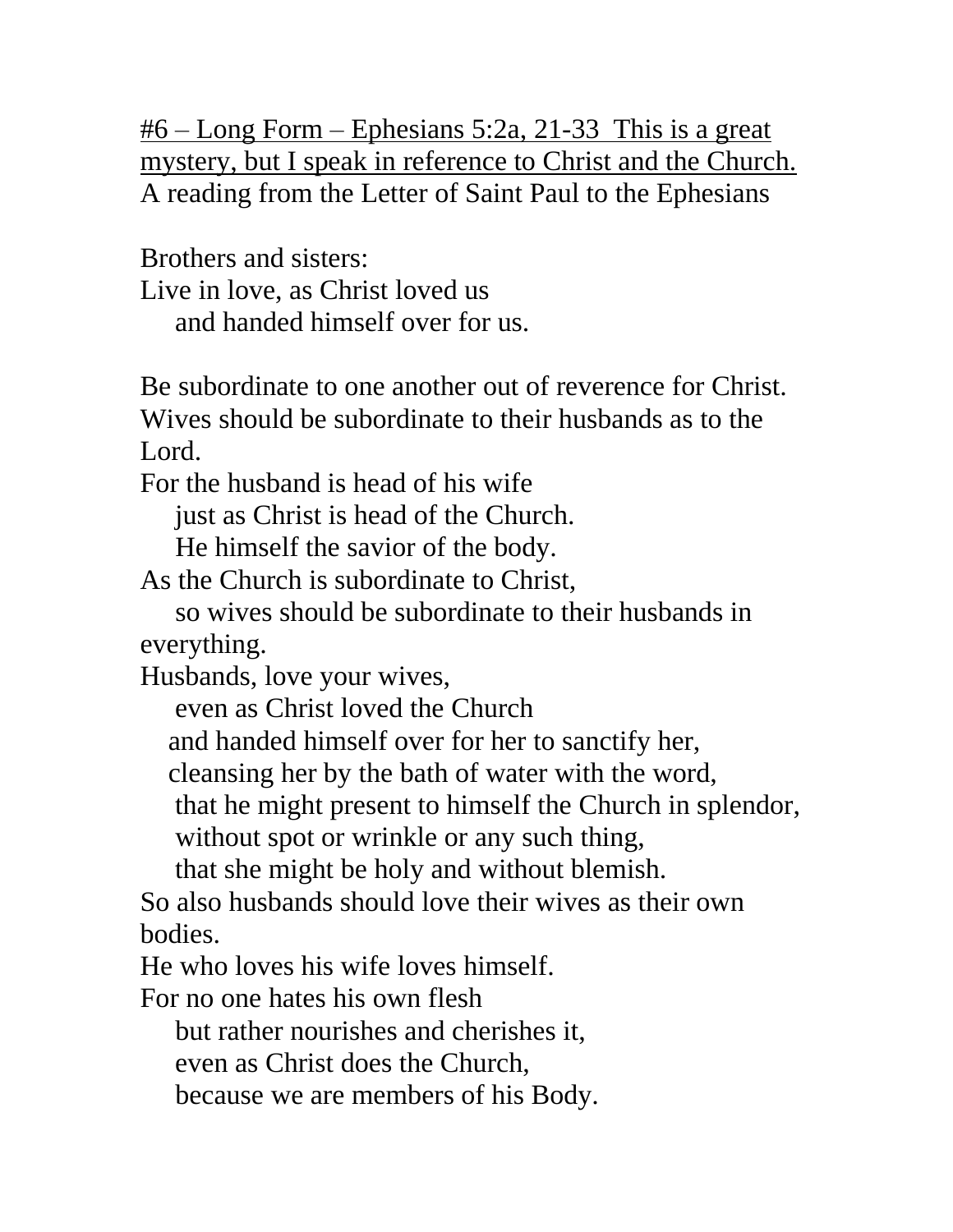<u>#6 – Long Form – Ephesians 5:2a, 21-33 This is a great mystery, but I speak in reference to Christ and the Church.</u>
A reading from the Letter of Saint Paul to the Ephesians

Brothers and sisters:
Live in love, as Christ loved us
    and handed himself over for us.

Be subordinate to one another out of reverence for Christ.
Wives should be subordinate to their husbands as to the Lord.
For the husband is head of his wife
    just as Christ is head of the Church.
    He himself the savior of the body.
As the Church is subordinate to Christ,
    so wives should be subordinate to their husbands in everything.
Husbands, love your wives,
    even as Christ loved the Church
    and handed himself over for her to sanctify her,
    cleansing her by the bath of water with the word,
    that he might present to himself the Church in splendor,
    without spot or wrinkle or any such thing,
    that she might be holy and without blemish.
So also husbands should love their wives as their own bodies.
He who loves his wife loves himself.
For no one hates his own flesh
    but rather nourishes and cherishes it,
    even as Christ does the Church,
    because we are members of his Body.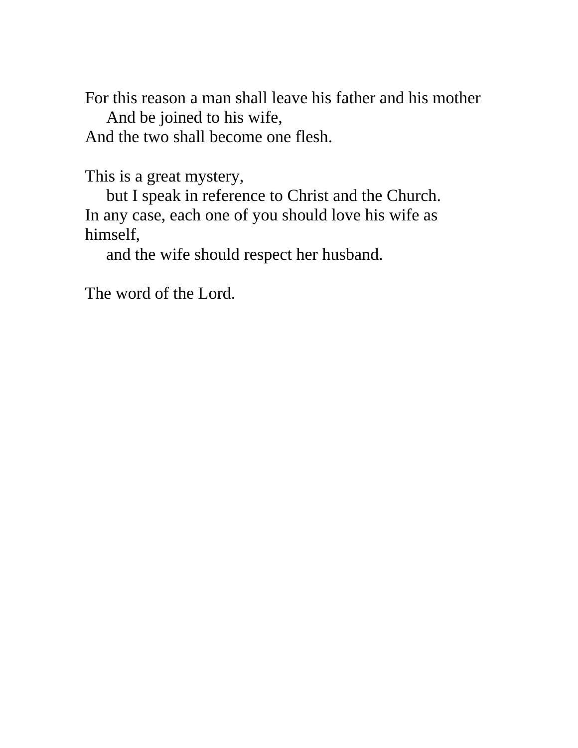For this reason a man shall leave his father and his mother
    And be joined to his wife,
And the two shall become one flesh.

This is a great mystery,
    but I speak in reference to Christ and the Church.
In any case, each one of you should love his wife as himself,
    and the wife should respect her husband.

The word of the Lord.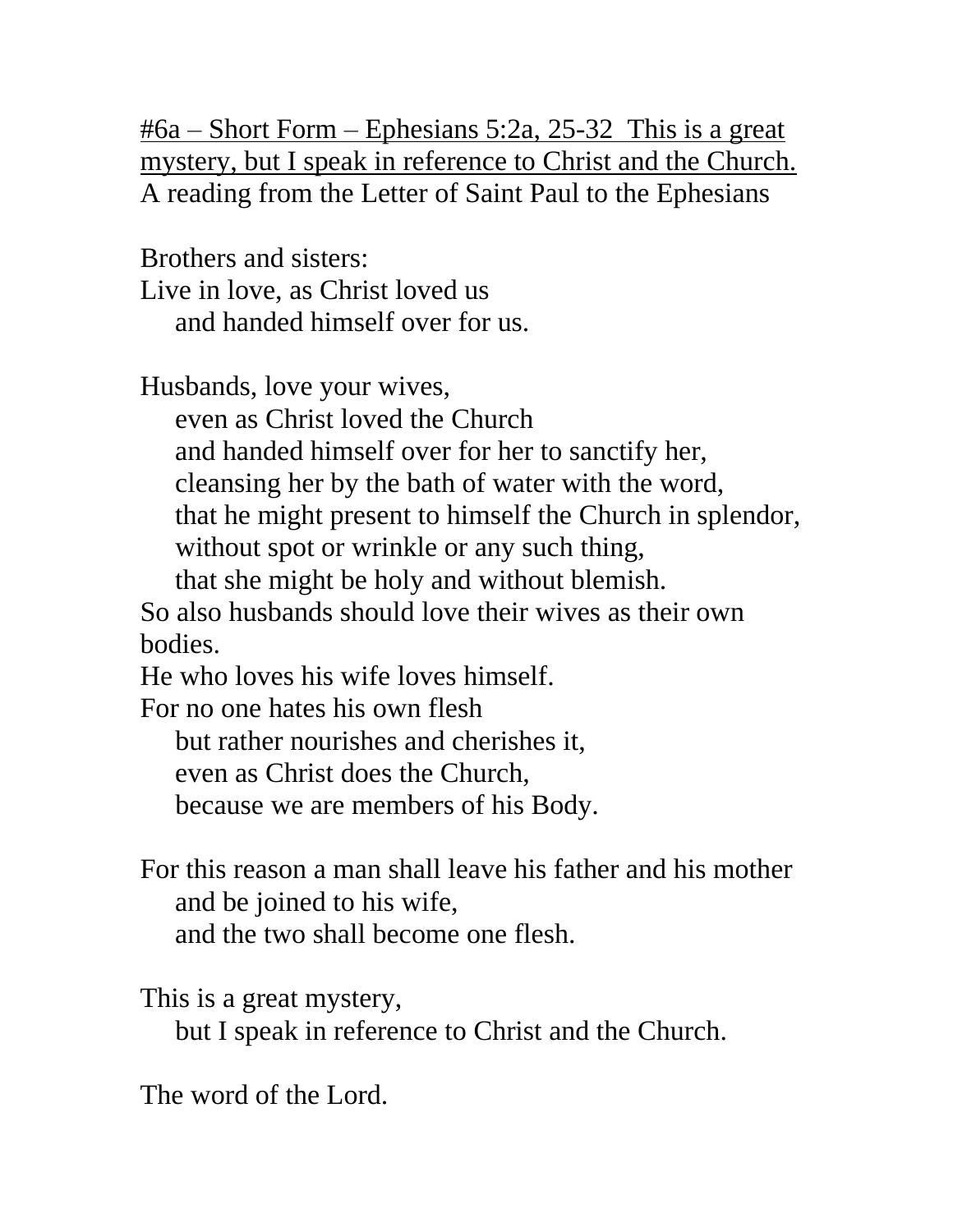<u>#6a – Short Form – Ephesians 5:2a, 25-32  This is a great mystery, but I speak in reference to Christ and the Church.</u>
A reading from the Letter of Saint Paul to the Ephesians

Brothers and sisters:
Live in love, as Christ loved us
    and handed himself over for us.

Husbands, love your wives,
    even as Christ loved the Church
    and handed himself over for her to sanctify her,
    cleansing her by the bath of water with the word,
    that he might present to himself the Church in splendor,
    without spot or wrinkle or any such thing,
    that she might be holy and without blemish.
So also husbands should love their wives as their own bodies.
He who loves his wife loves himself.
For no one hates his own flesh
    but rather nourishes and cherishes it,
    even as Christ does the Church,
    because we are members of his Body.

For this reason a man shall leave his father and his mother
    and be joined to his wife,
    and the two shall become one flesh.

This is a great mystery,
    but I speak in reference to Christ and the Church.

The word of the Lord.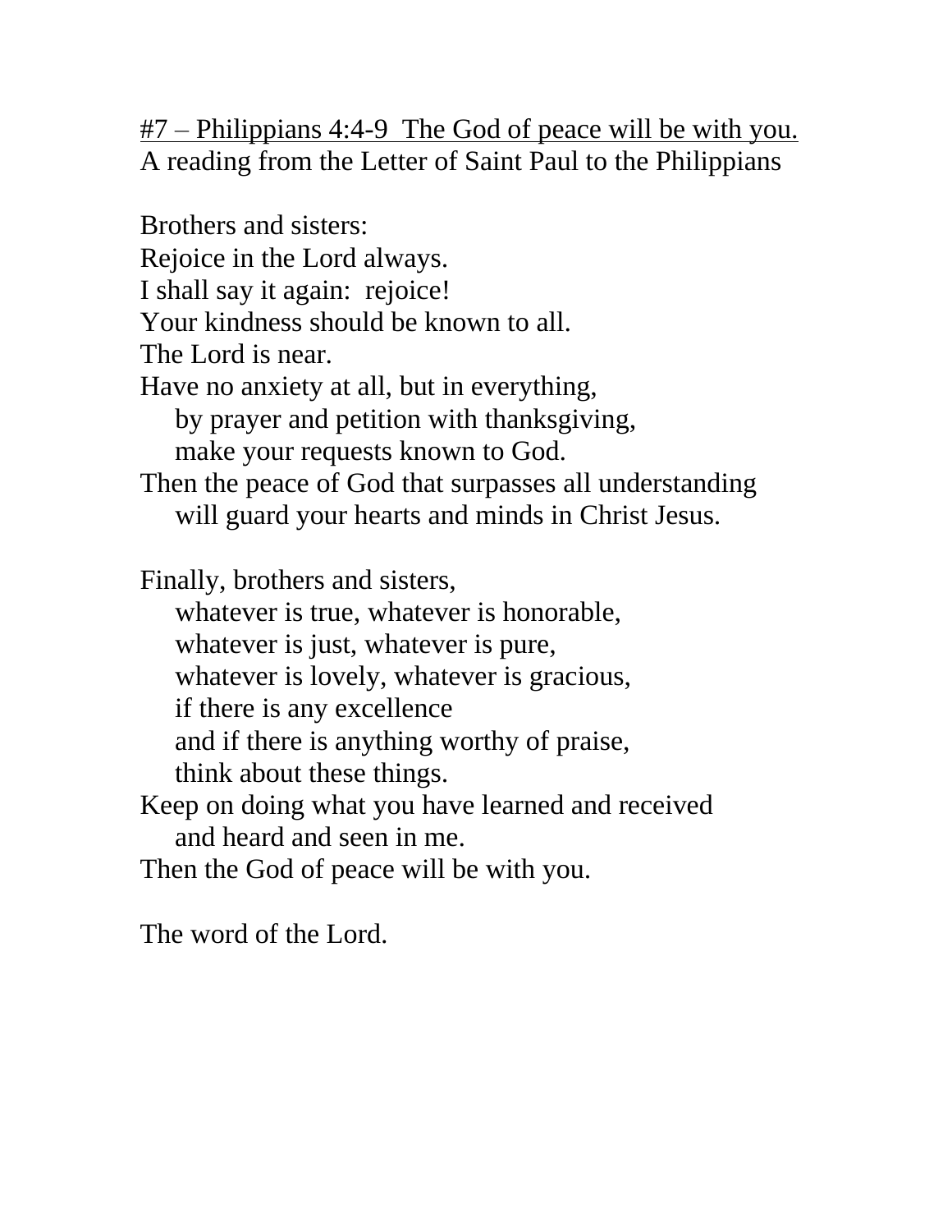<u>#7 – Philippians 4:4-9 The God of peace will be with you.</u>
A reading from the Letter of Saint Paul to the Philippians

Brothers and sisters:
Rejoice in the Lord always.
I shall say it again: rejoice!
Your kindness should be known to all.
The Lord is near.
Have no anxiety at all, but in everything,
    by prayer and petition with thanksgiving,
    make your requests known to God.
Then the peace of God that surpasses all understanding
    will guard your hearts and minds in Christ Jesus.

Finally, brothers and sisters,
    whatever is true, whatever is honorable,
    whatever is just, whatever is pure,
    whatever is lovely, whatever is gracious,
    if there is any excellence
    and if there is anything worthy of praise,
    think about these things.
Keep on doing what you have learned and received
    and heard and seen in me.
Then the God of peace will be with you.

The word of the Lord.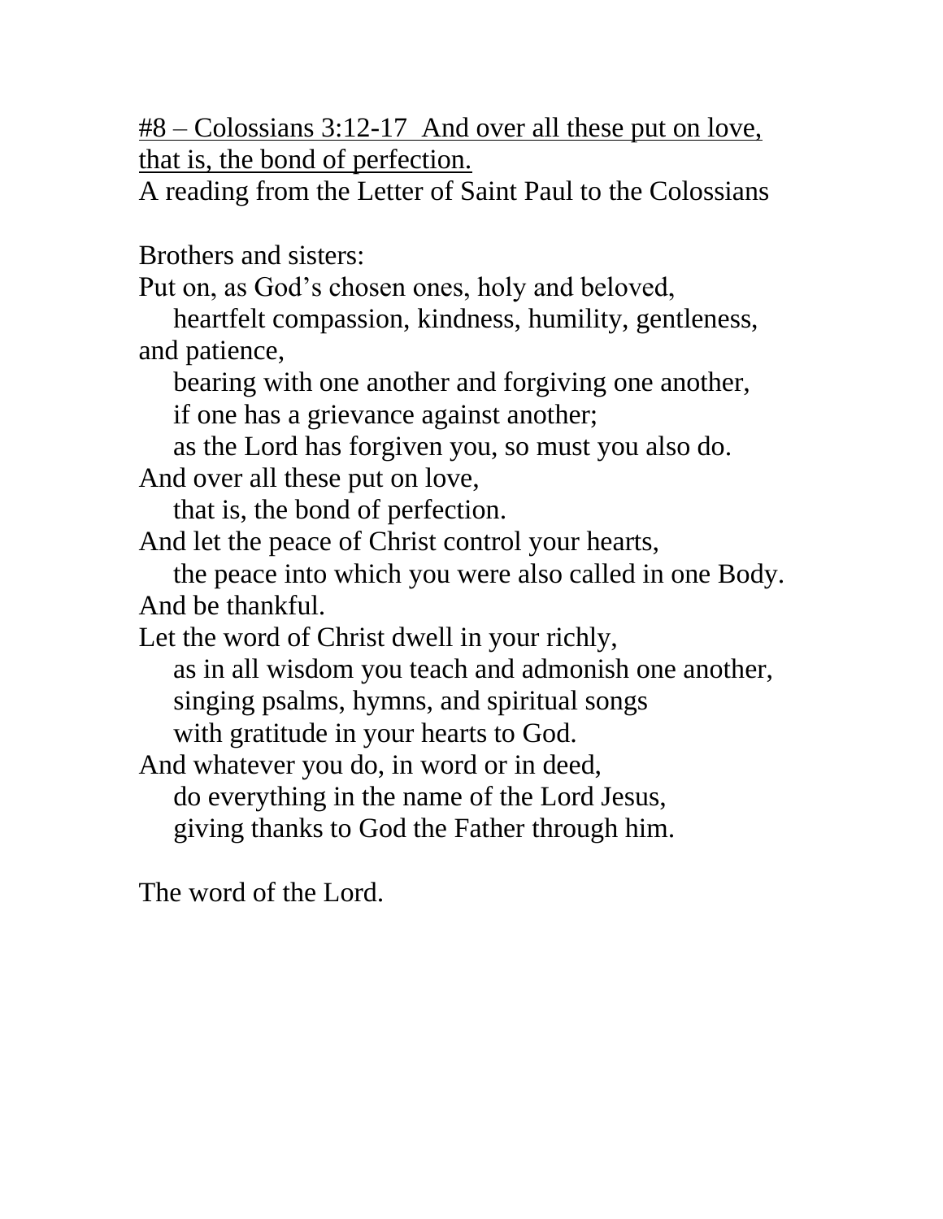<u>#8 – Colossians 3:12-17  And over all these put on love, that is, the bond of perfection.</u>

A reading from the Letter of Saint Paul to the Colossians

Brothers and sisters:
Put on, as God's chosen ones, holy and beloved,
    heartfelt compassion, kindness, humility, gentleness, and patience,
    bearing with one another and forgiving one another,
    if one has a grievance against another;
    as the Lord has forgiven you, so must you also do.
And over all these put on love,
    that is, the bond of perfection.
And let the peace of Christ control your hearts,
    the peace into which you were also called in one Body.
And be thankful.
Let the word of Christ dwell in your richly,
    as in all wisdom you teach and admonish one another,
    singing psalms, hymns, and spiritual songs
    with gratitude in your hearts to God.
And whatever you do, in word or in deed,
    do everything in the name of the Lord Jesus,
    giving thanks to God the Father through him.

The word of the Lord.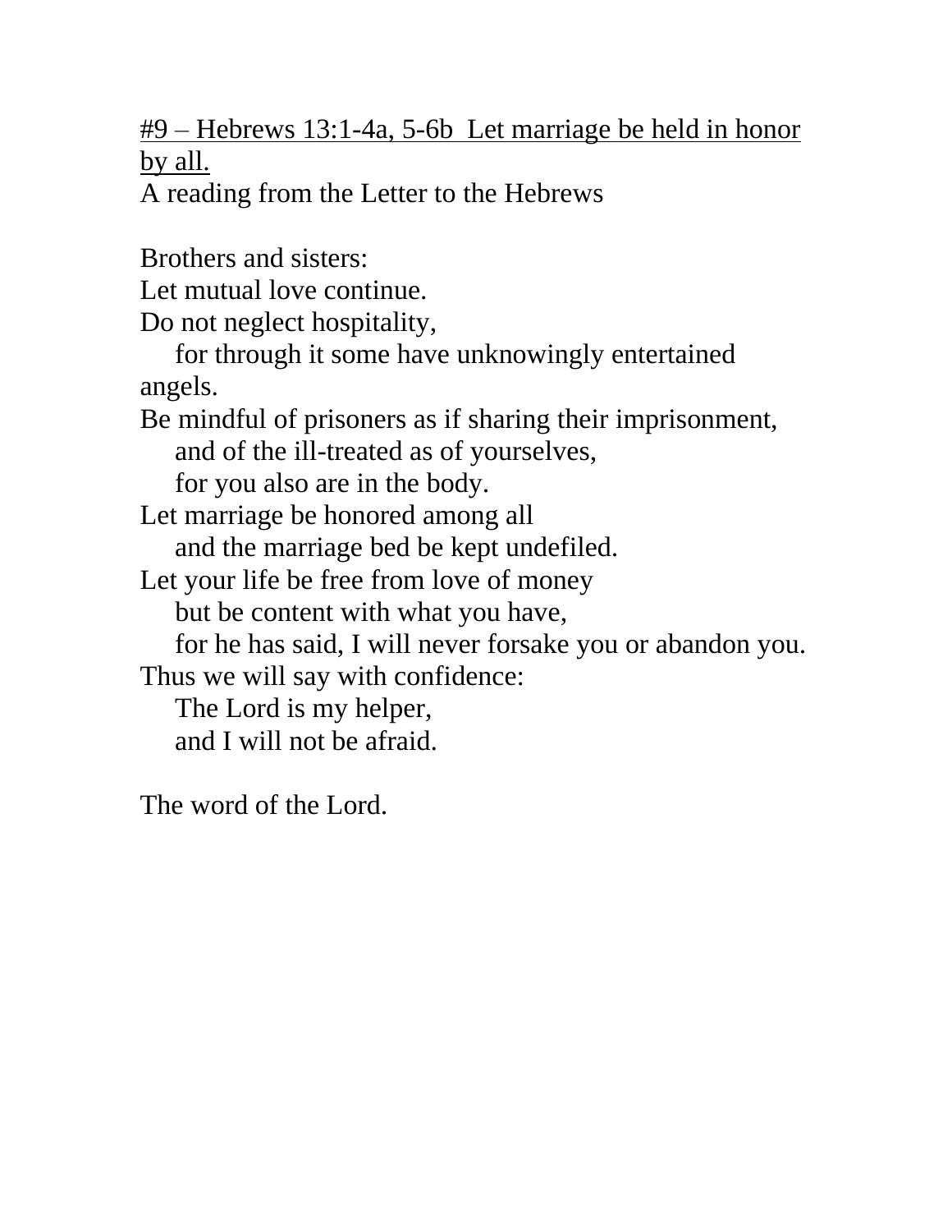<u>#9 – Hebrews 13:1-4a, 5-6b  Let marriage be held in honor by all.</u>

A reading from the Letter to the Hebrews

Brothers and sisters:
Let mutual love continue.
Do not neglect hospitality,
    for through it some have unknowingly entertained angels.
Be mindful of prisoners as if sharing their imprisonment,
    and of the ill-treated as of yourselves,
    for you also are in the body.
Let marriage be honored among all
    and the marriage bed be kept undefiled.
Let your life be free from love of money
    but be content with what you have,
    for he has said, I will never forsake you or abandon you.
Thus we will say with confidence:
    The Lord is my helper,
    and I will not be afraid.

The word of the Lord.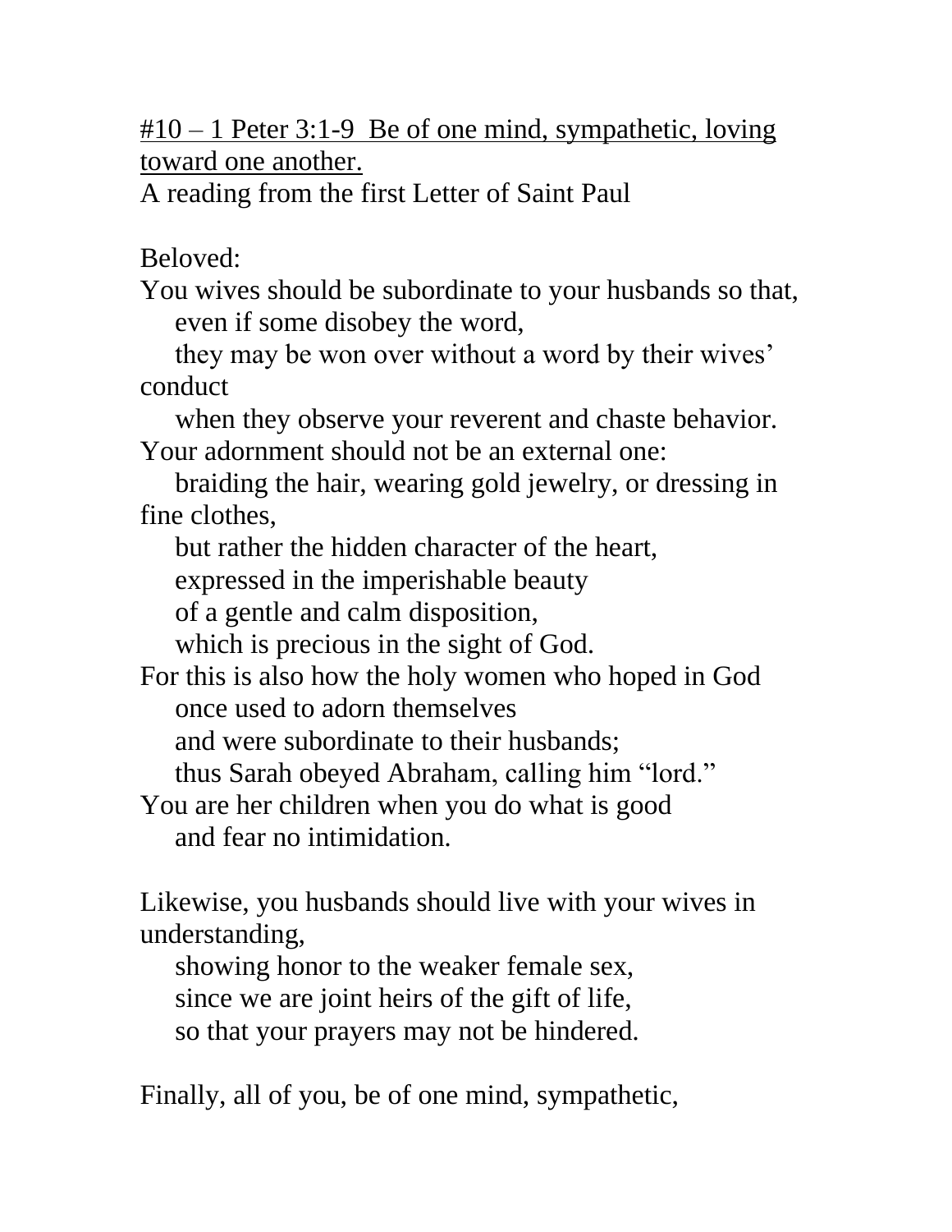<u>#10 – 1 Peter 3:1-9  Be of one mind, sympathetic, loving toward one another.</u>

A reading from the first Letter of Saint Paul

Beloved:

You wives should be subordinate to your husbands so that,
    even if some disobey the word,
    they may be won over without a word by their wives' conduct
    when they observe your reverent and chaste behavior.

Your adornment should not be an external one:
    braiding the hair, wearing gold jewelry, or dressing in fine clothes,
    but rather the hidden character of the heart,
    expressed in the imperishable beauty
    of a gentle and calm disposition,
    which is precious in the sight of God.

For this is also how the holy women who hoped in God
    once used to adorn themselves
    and were subordinate to their husbands;
    thus Sarah obeyed Abraham, calling him "lord."

You are her children when you do what is good
    and fear no intimidation.

Likewise, you husbands should live with your wives in understanding,
    showing honor to the weaker female sex,
    since we are joint heirs of the gift of life,
    so that your prayers may not be hindered.

Finally, all of you, be of one mind, sympathetic,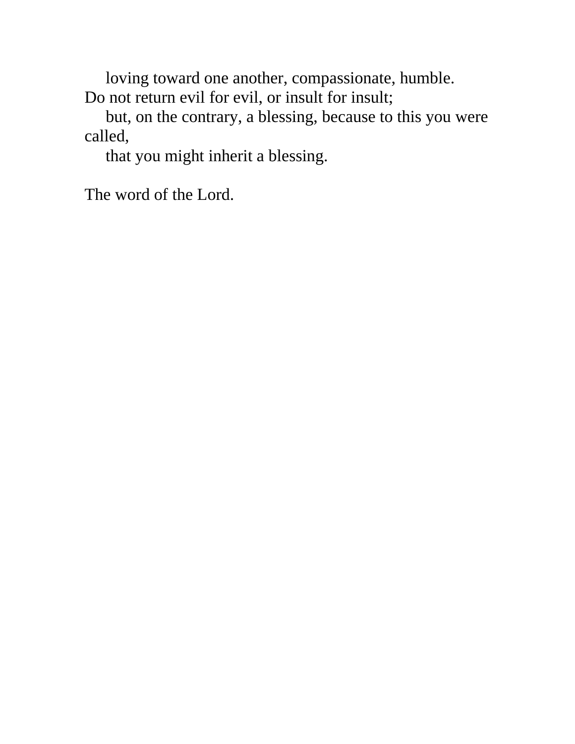loving toward one another, compassionate, humble.
Do not return evil for evil, or insult for insult;
but, on the contrary, a blessing, because to this you were called,
that you might inherit a blessing.

The word of the Lord.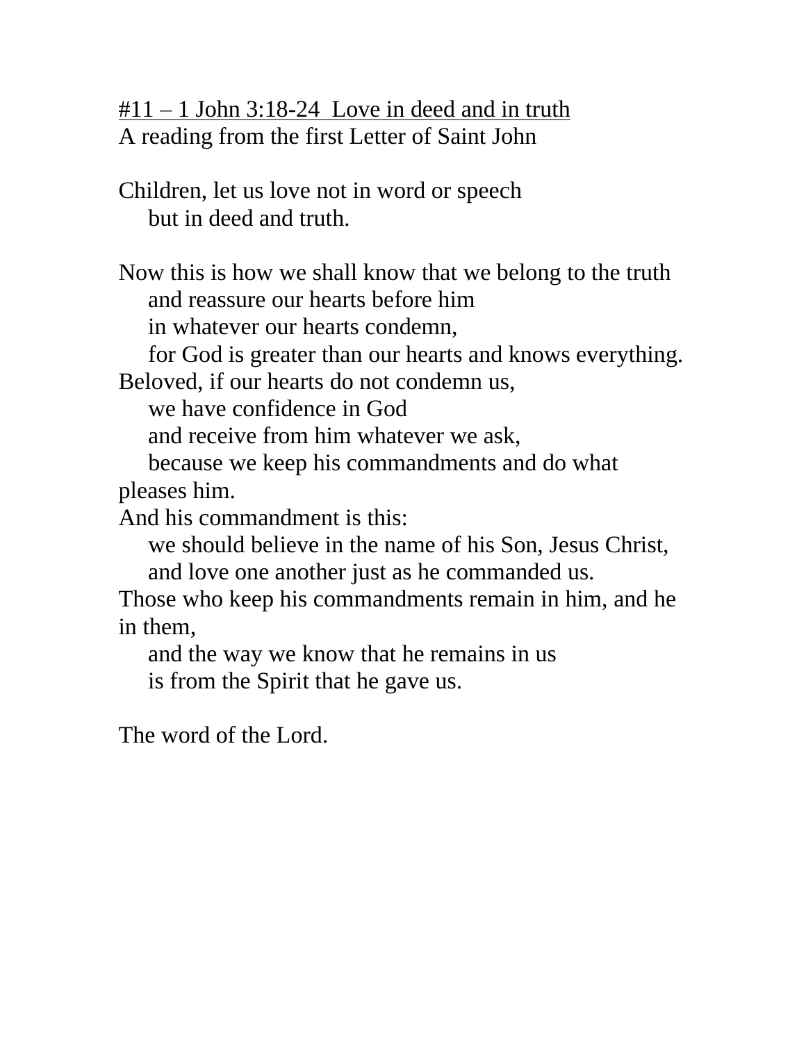<u>#11 – 1 John 3:18-24  Love in deed and in truth</u>
A reading from the first Letter of Saint John

Children, let us love not in word or speech
    but in deed and truth.

Now this is how we shall know that we belong to the truth
    and reassure our hearts before him
    in whatever our hearts condemn,
    for God is greater than our hearts and knows everything.
Beloved, if our hearts do not condemn us,
    we have confidence in God
    and receive from him whatever we ask,
    because we keep his commandments and do what pleases him.
And his commandment is this:
    we should believe in the name of his Son, Jesus Christ,
    and love one another just as he commanded us.
Those who keep his commandments remain in him, and he in them,
    and the way we know that he remains in us
    is from the Spirit that he gave us.

The word of the Lord.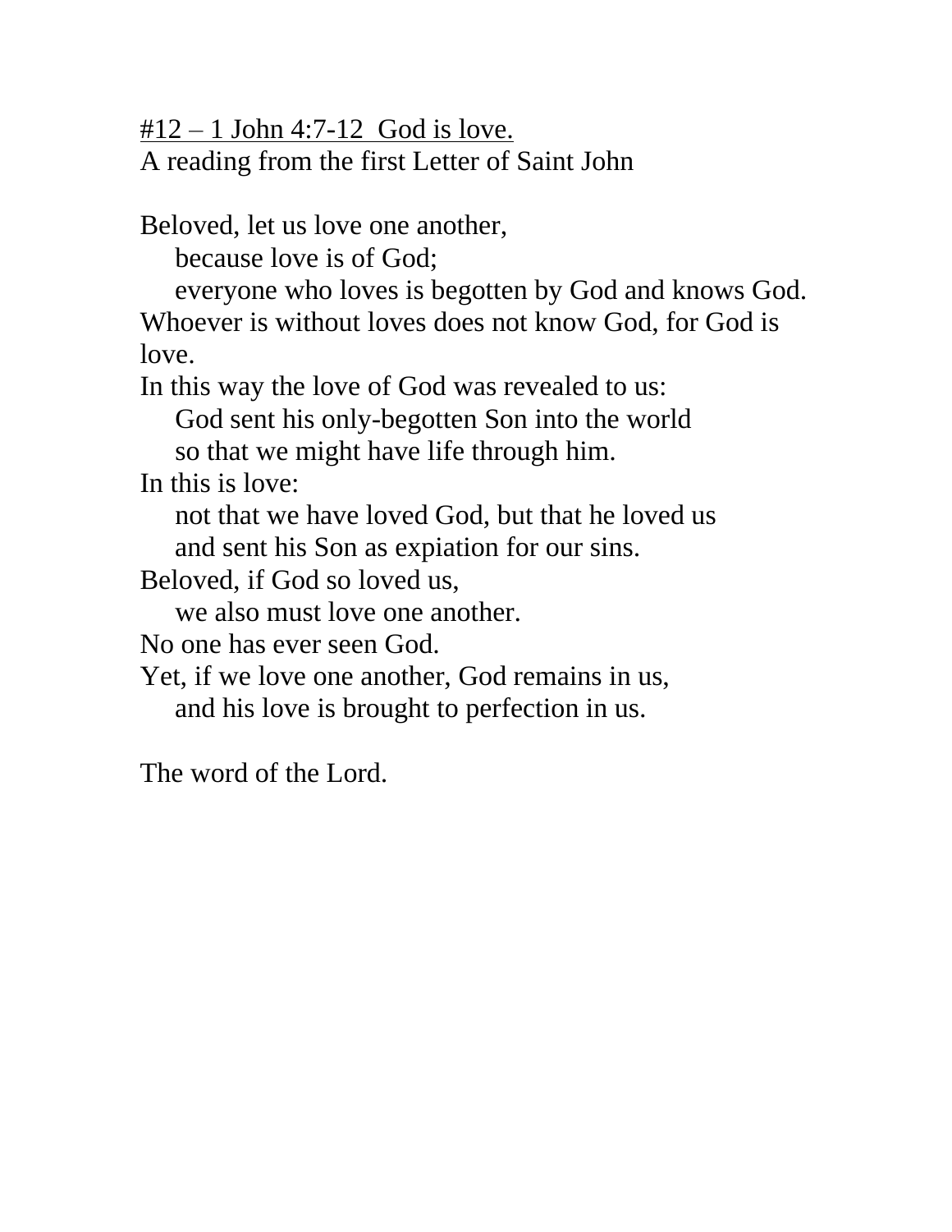<u>#12 – 1 John 4:7-12  God is love.</u>
A reading from the first Letter of Saint John

Beloved, let us love one another,
  because love is of God;
  everyone who loves is begotten by God and knows God.
Whoever is without loves does not know God, for God is love.
In this way the love of God was revealed to us:
  God sent his only-begotten Son into the world
  so that we might have life through him.
In this is love:
  not that we have loved God, but that he loved us
  and sent his Son as expiation for our sins.
Beloved, if God so loved us,
  we also must love one another.
No one has ever seen God.
Yet, if we love one another, God remains in us,
  and his love is brought to perfection in us.

The word of the Lord.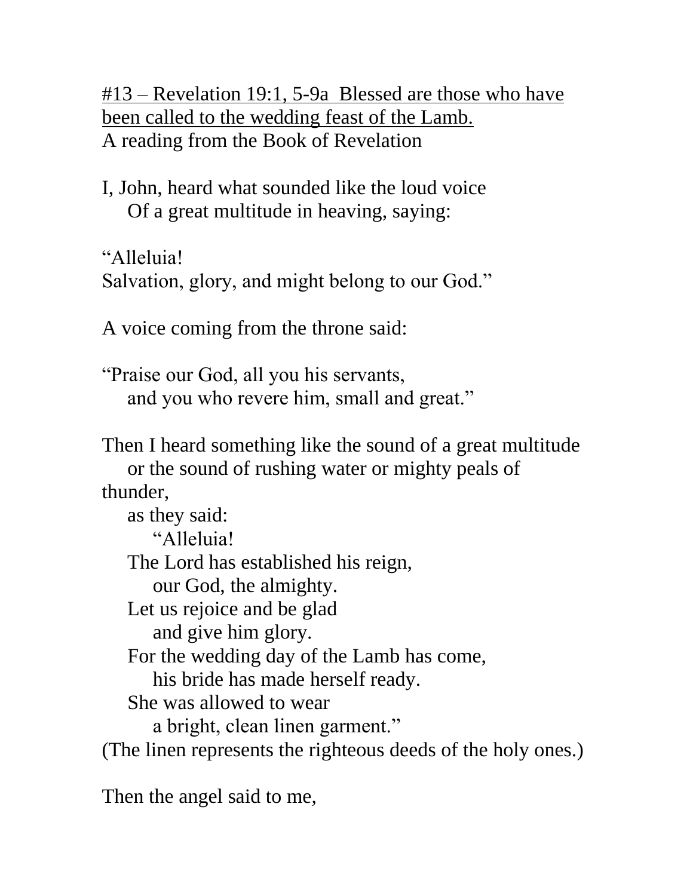<u>#13 – Revelation 19:1, 5-9a  Blessed are those who have been called to the wedding feast of the Lamb.</u>
A reading from the Book of Revelation

I, John, heard what sounded like the loud voice
Of a great multitude in heaving, saying:

"Alleluia!
Salvation, glory, and might belong to our God."

A voice coming from the throne said:

"Praise our God, all you his servants,
and you who revere him, small and great."

Then I heard something like the sound of a great multitude
or the sound of rushing water or mighty peals of thunder,
as they said:
"Alleluia!
The Lord has established his reign,
our God, the almighty.
Let us rejoice and be glad
and give him glory.
For the wedding day of the Lamb has come,
his bride has made herself ready.
She was allowed to wear
a bright, clean linen garment."
(The linen represents the righteous deeds of the holy ones.)

Then the angel said to me,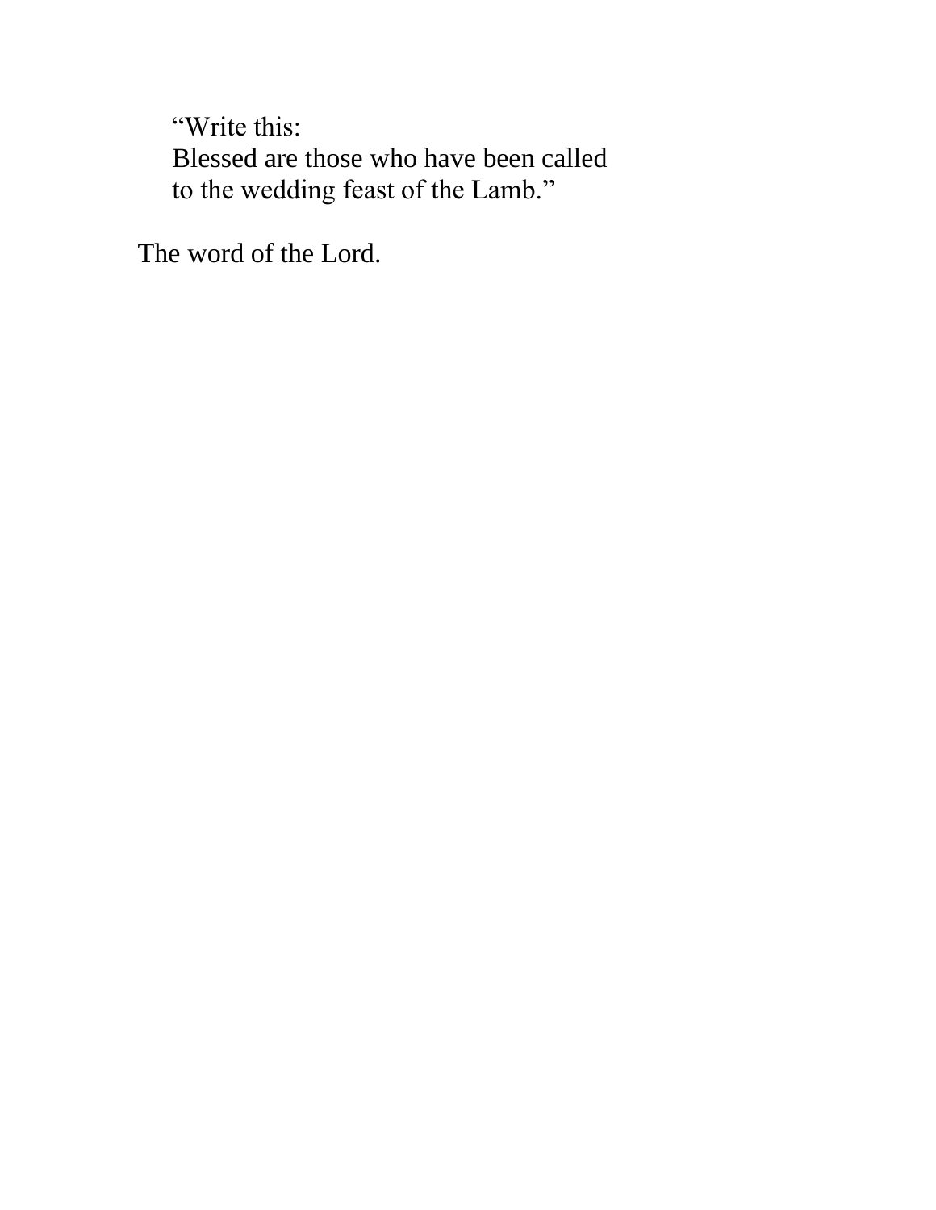> “Write this:
> Blessed are those who have been called
> to the wedding feast of the Lamb.”

The word of the Lord.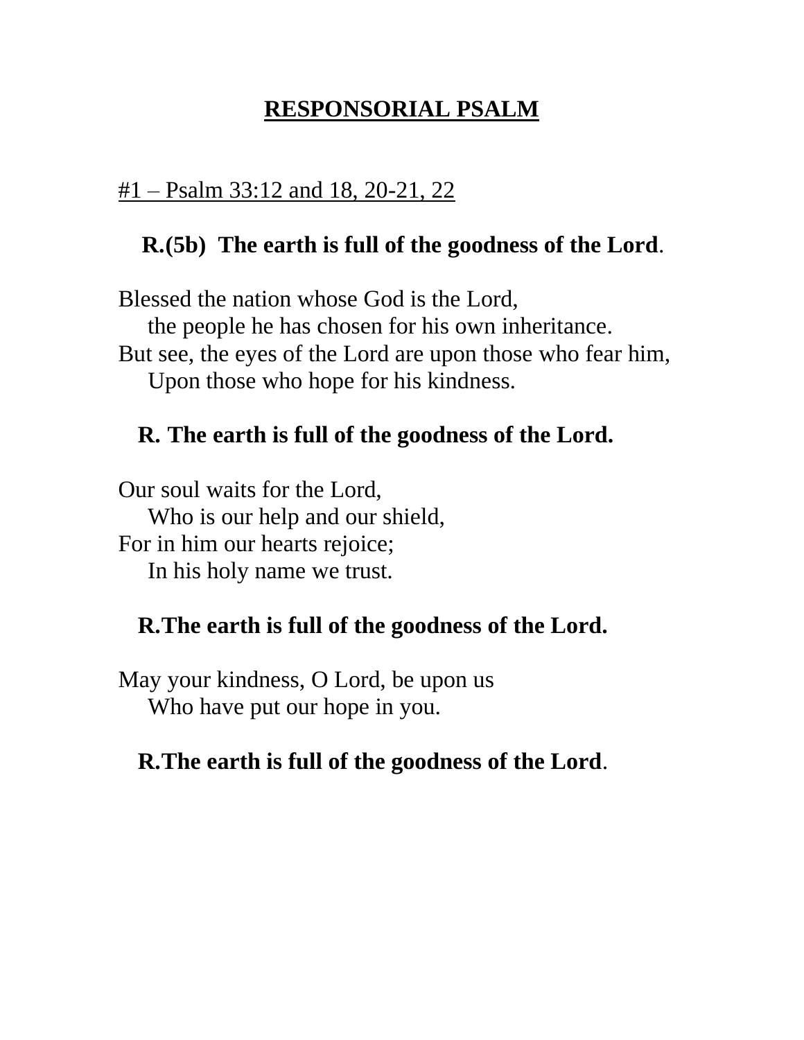# **<u>RESPONSORIAL PSALM</u>**

<u>#1 – Psalm 33:12 and 18, 20-21, 22</u>

**R.(5b) The earth is full of the goodness of the Lord**.

Blessed the nation whose God is the Lord,
 the people he has chosen for his own inheritance.
But see, the eyes of the Lord are upon those who fear him,
 Upon those who hope for his kindness.

**R. The earth is full of the goodness of the Lord.**

Our soul waits for the Lord,
 Who is our help and our shield,
For in him our hearts rejoice;
 In his holy name we trust.

**R.The earth is full of the goodness of the Lord.**

May your kindness, O Lord, be upon us
 Who have put our hope in you.

**R.The earth is full of the goodness of the Lord**.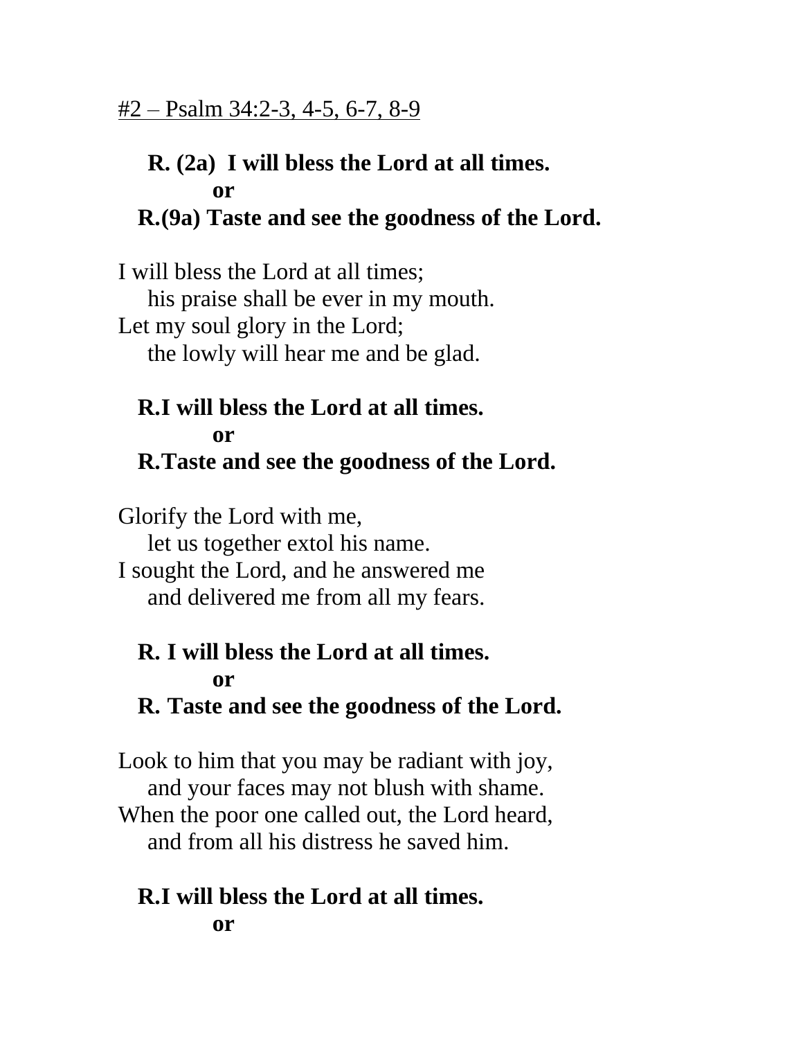#2 – Psalm 34:2-3, 4-5, 6-7, 8-9

**R. (2a) I will bless the Lord at all times.**
**or**
**R.(9a) Taste and see the goodness of the Lord.**

I will bless the Lord at all times;
his praise shall be ever in my mouth.
Let my soul glory in the Lord;
the lowly will hear me and be glad.

**R.I will bless the Lord at all times.**
**or**
**R.Taste and see the goodness of the Lord.**

Glorify the Lord with me,
let us together extol his name.
I sought the Lord, and he answered me
and delivered me from all my fears.

**R. I will bless the Lord at all times.**
**or**
**R. Taste and see the goodness of the Lord.**

Look to him that you may be radiant with joy,
and your faces may not blush with shame.
When the poor one called out, the Lord heard,
and from all his distress he saved him.

**R.I will bless the Lord at all times.**
**or**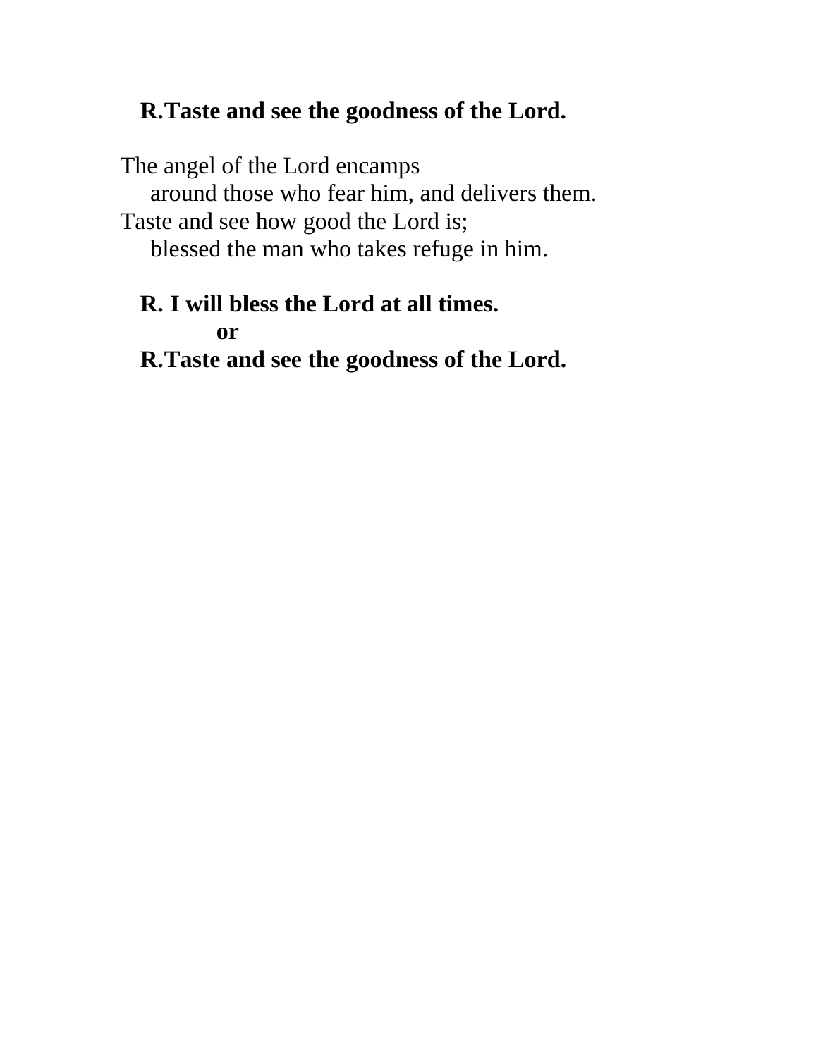**R.Taste and see the goodness of the Lord.**

The angel of the Lord encamps
    around those who fear him, and delivers them.
Taste and see how good the Lord is;
    blessed the man who takes refuge in him.

**R. I will bless the Lord at all times.**
**or**
**R.Taste and see the goodness of the Lord.**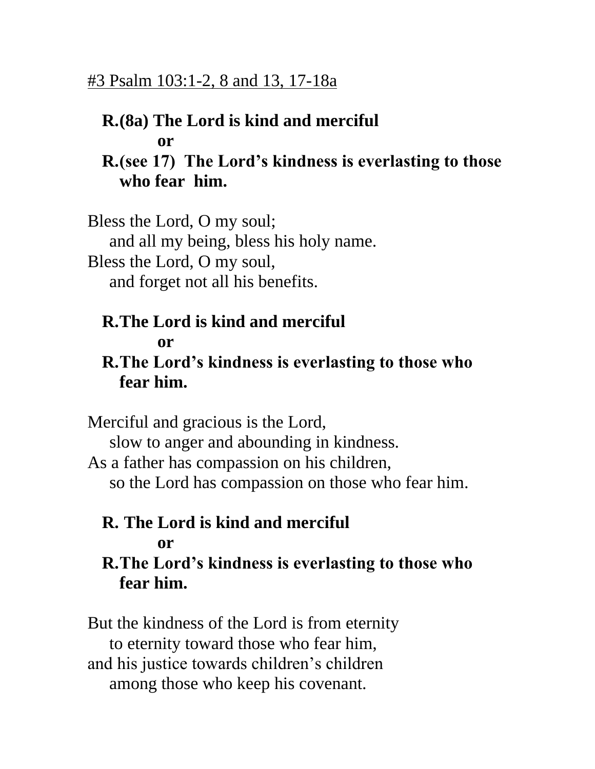<u>#3 Psalm 103:1-2, 8 and 13, 17-18a</u>

**R.(8a) The Lord is kind and merciful**
**or**
**R.(see 17) The Lord's kindness is everlasting to those who fear him.**

Bless the Lord, O my soul;
and all my being, bless his holy name.
Bless the Lord, O my soul,
and forget not all his benefits.

**R.The Lord is kind and merciful**
**or**
**R.The Lord's kindness is everlasting to those who fear him.**

Merciful and gracious is the Lord,
slow to anger and abounding in kindness.
As a father has compassion on his children,
so the Lord has compassion on those who fear him.

**R. The Lord is kind and merciful**
**or**
**R.The Lord's kindness is everlasting to those who fear him.**

But the kindness of the Lord is from eternity
to eternity toward those who fear him,
and his justice towards children's children
among those who keep his covenant.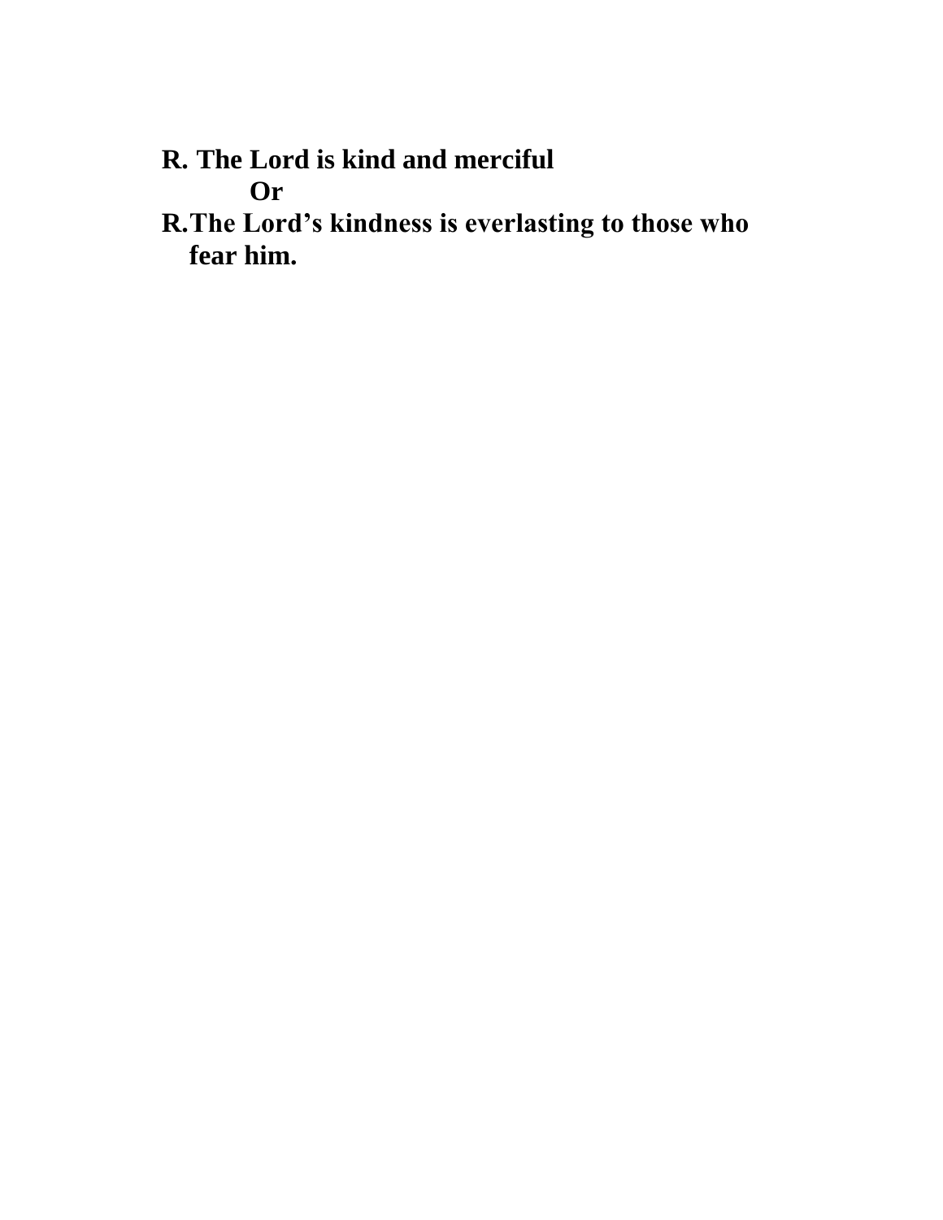**R. The Lord is kind and merciful**

**Or**

**R.The Lord's kindness is everlasting to those who fear him.**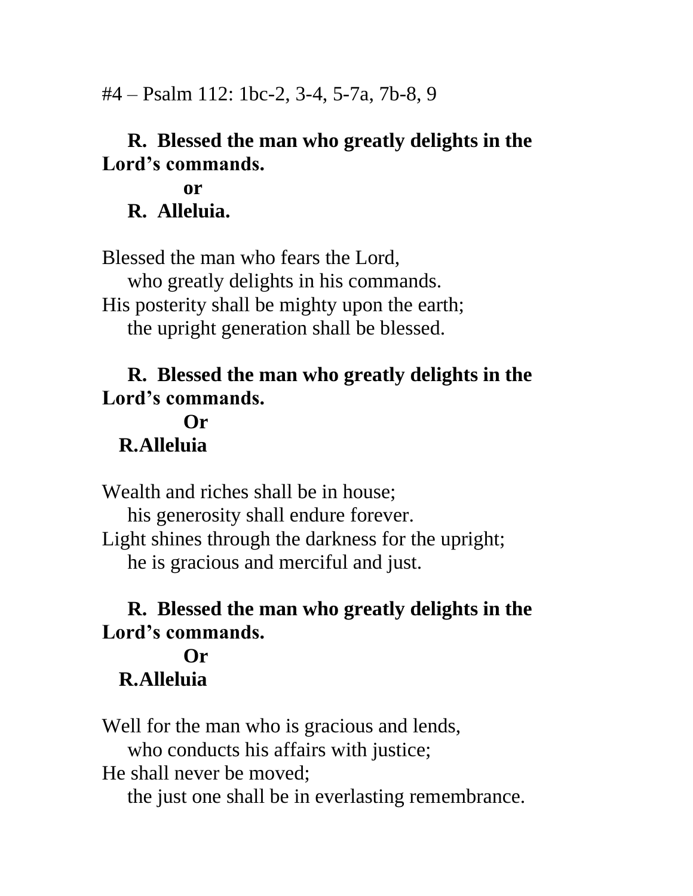#4 – Psalm 112: 1bc-2, 3-4, 5-7a, 7b-8, 9

**R. Blessed the man who greatly delights in the Lord's commands.**

**or**

**R. Alleluia.**

Blessed the man who fears the Lord,
who greatly delights in his commands.
His posterity shall be mighty upon the earth;
the upright generation shall be blessed.

**R. Blessed the man who greatly delights in the Lord's commands.**

**Or**

**R.Alleluia**

Wealth and riches shall be in house;
his generosity shall endure forever.
Light shines through the darkness for the upright;
he is gracious and merciful and just.

**R. Blessed the man who greatly delights in the Lord's commands.**

**Or**

**R.Alleluia**

Well for the man who is gracious and lends,
who conducts his affairs with justice;
He shall never be moved;
the just one shall be in everlasting remembrance.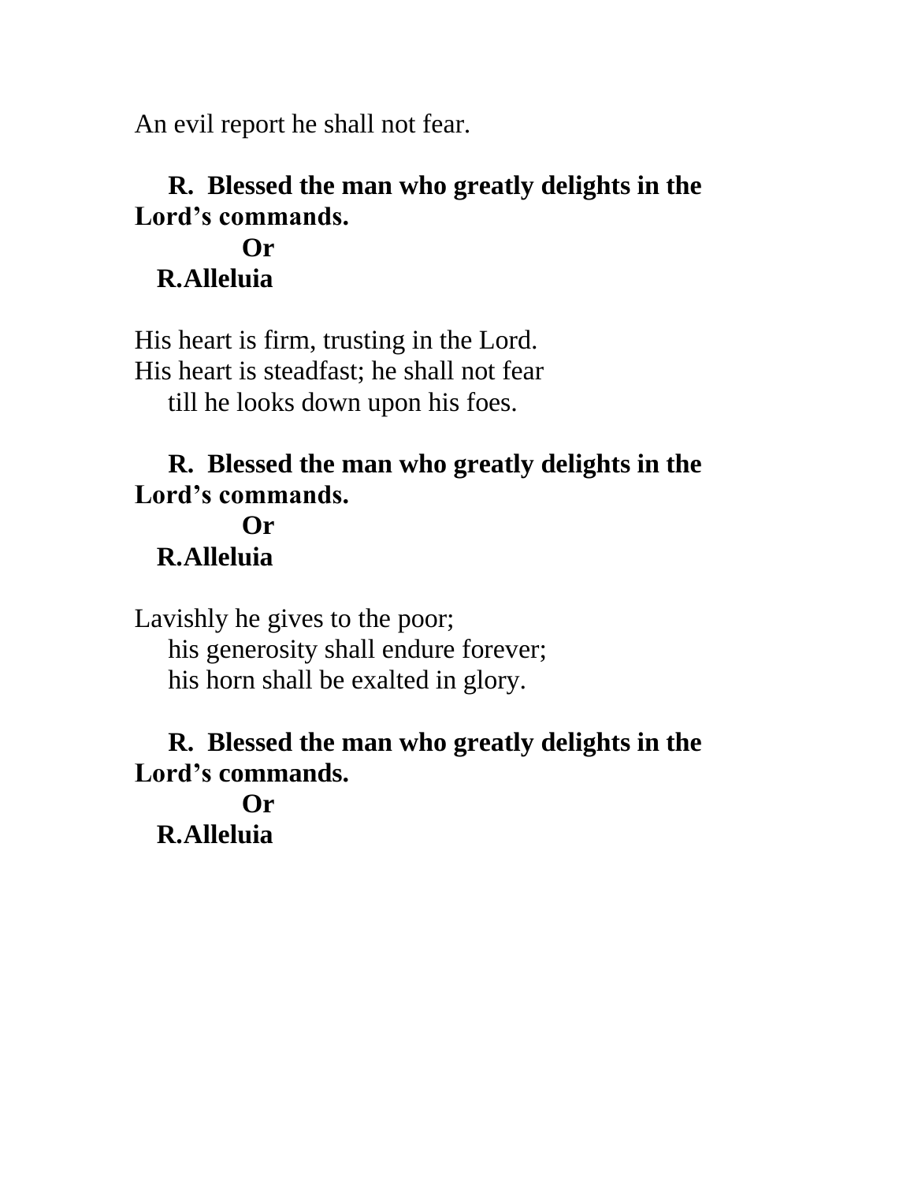An evil report he shall not fear.

**R. Blessed the man who greatly delights in the Lord's commands.**

**Or**

**R.Alleluia**

His heart is firm, trusting in the Lord.
His heart is steadfast; he shall not fear
till he looks down upon his foes.

**R. Blessed the man who greatly delights in the Lord's commands.**

**Or**

**R.Alleluia**

Lavishly he gives to the poor;
his generosity shall endure forever;
his horn shall be exalted in glory.

**R. Blessed the man who greatly delights in the Lord's commands.**

**Or**

**R.Alleluia**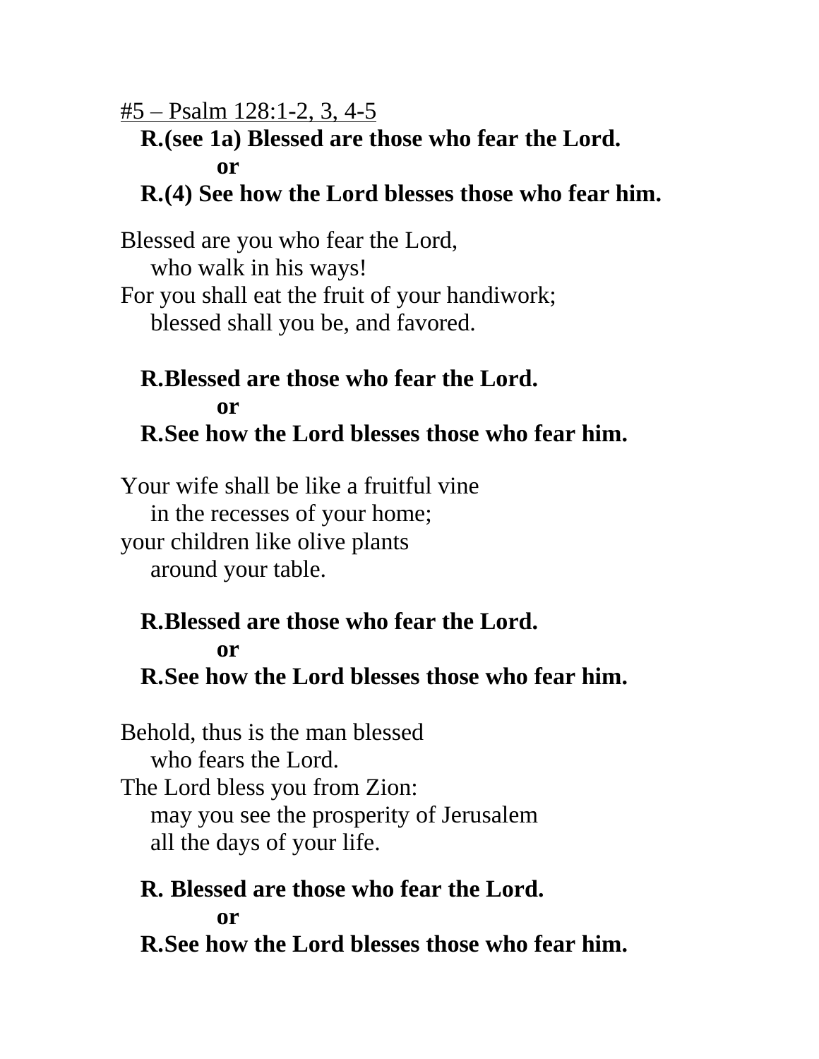<u>#5 – Psalm 128:1-2, 3, 4-5</u>

**R.(see 1a) Blessed are those who fear the Lord.**
**or**
**R.(4) See how the Lord blesses those who fear him.**

Blessed are you who fear the Lord,
who walk in his ways!
For you shall eat the fruit of your handiwork;
blessed shall you be, and favored.

**R.Blessed are those who fear the Lord.**
**or**
**R.See how the Lord blesses those who fear him.**

Your wife shall be like a fruitful vine
in the recesses of your home;
your children like olive plants
around your table.

**R.Blessed are those who fear the Lord.**
**or**
**R.See how the Lord blesses those who fear him.**

Behold, thus is the man blessed
who fears the Lord.
The Lord bless you from Zion:
may you see the prosperity of Jerusalem
all the days of your life.

**R. Blessed are those who fear the Lord.**
**or**
**R.See how the Lord blesses those who fear him.**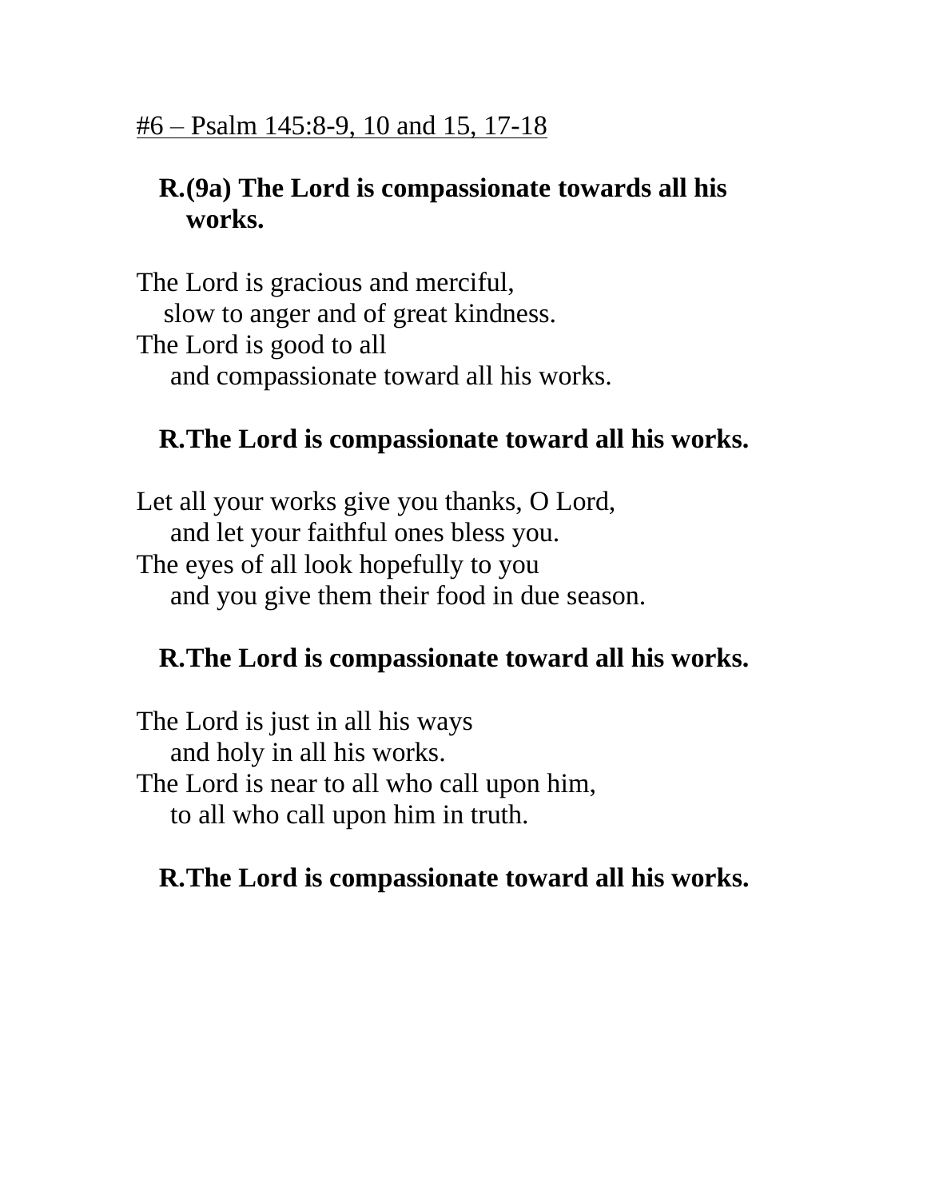<u>#6 – Psalm 145:8-9, 10 and 15, 17-18</u>

**R.(9a) The Lord is compassionate towards all his works.**

The Lord is gracious and merciful,
slow to anger and of great kindness.
The Lord is good to all
and compassionate toward all his works.

**R.The Lord is compassionate toward all his works.**

Let all your works give you thanks, O Lord,
and let your faithful ones bless you.
The eyes of all look hopefully to you
and you give them their food in due season.

**R.The Lord is compassionate toward all his works.**

The Lord is just in all his ways
and holy in all his works.
The Lord is near to all who call upon him,
to all who call upon him in truth.

**R.The Lord is compassionate toward all his works.**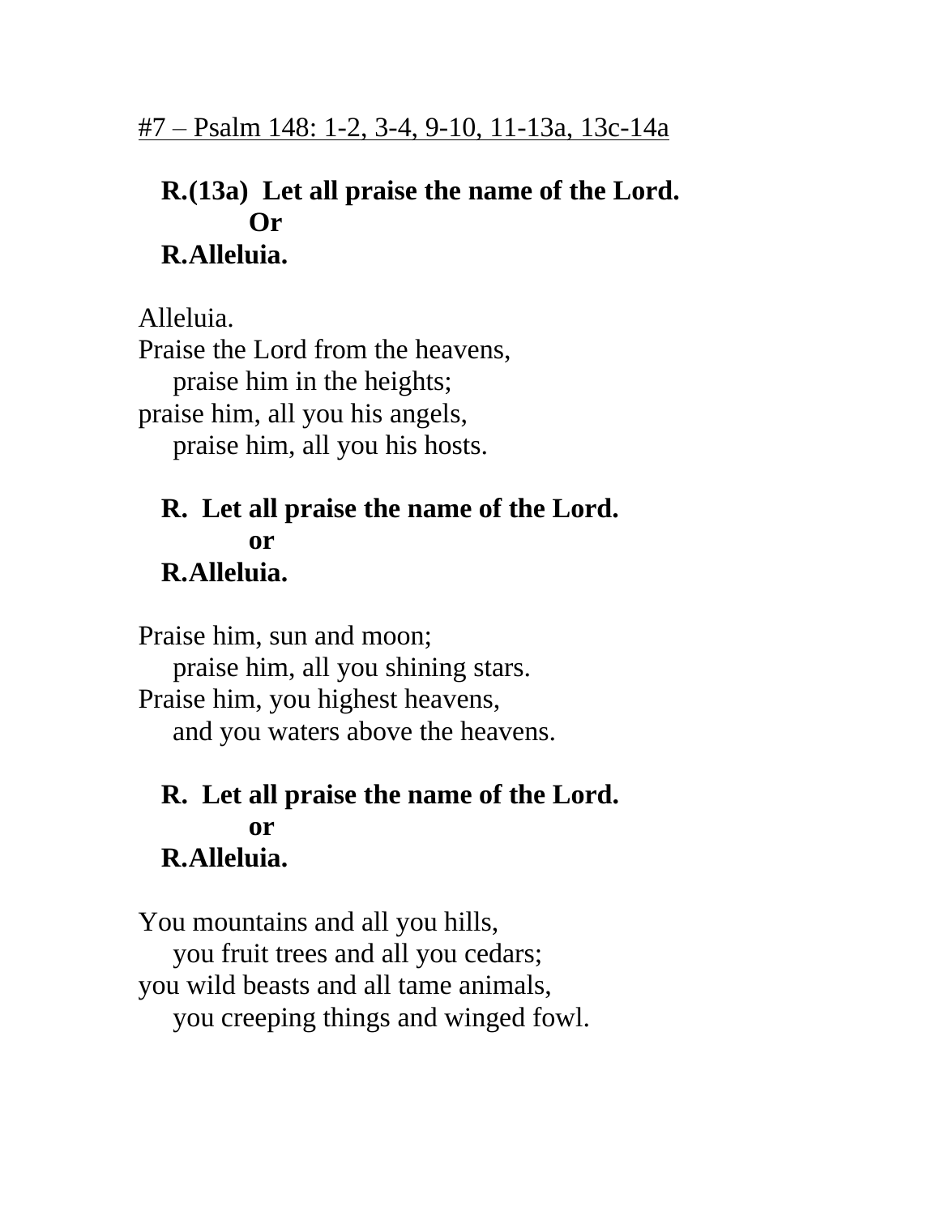<u>#7 – Psalm 148: 1-2, 3-4, 9-10, 11-13a, 13c-14a</u>

**R.(13a) Let all praise the name of the Lord.**
**Or**
**R.Alleluia.**

Alleluia.
Praise the Lord from the heavens,
praise him in the heights;
praise him, all you his angels,
praise him, all you his hosts.

**R. Let all praise the name of the Lord.**
**or**
**R.Alleluia.**

Praise him, sun and moon;
praise him, all you shining stars.
Praise him, you highest heavens,
and you waters above the heavens.

**R. Let all praise the name of the Lord.**
**or**
**R.Alleluia.**

You mountains and all you hills,
you fruit trees and all you cedars;
you wild beasts and all tame animals,
you creeping things and winged fowl.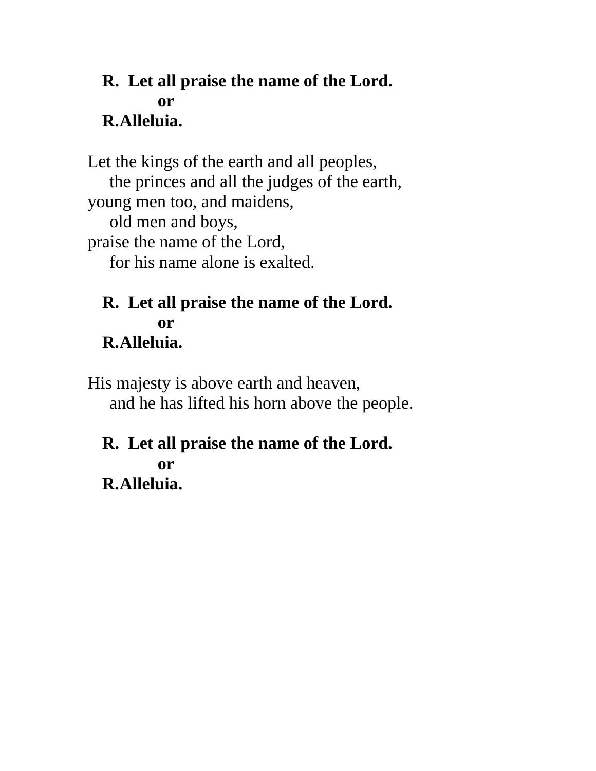**R. Let all praise the name of the Lord.**
**or**
**R.Alleluia.**

Let the kings of the earth and all peoples,
the princes and all the judges of the earth,
young men too, and maidens,
old men and boys,
praise the name of the Lord,
for his name alone is exalted.

**R. Let all praise the name of the Lord.**
**or**
**R.Alleluia.**

His majesty is above earth and heaven,
and he has lifted his horn above the people.

**R. Let all praise the name of the Lord.**
**or**
**R.Alleluia.**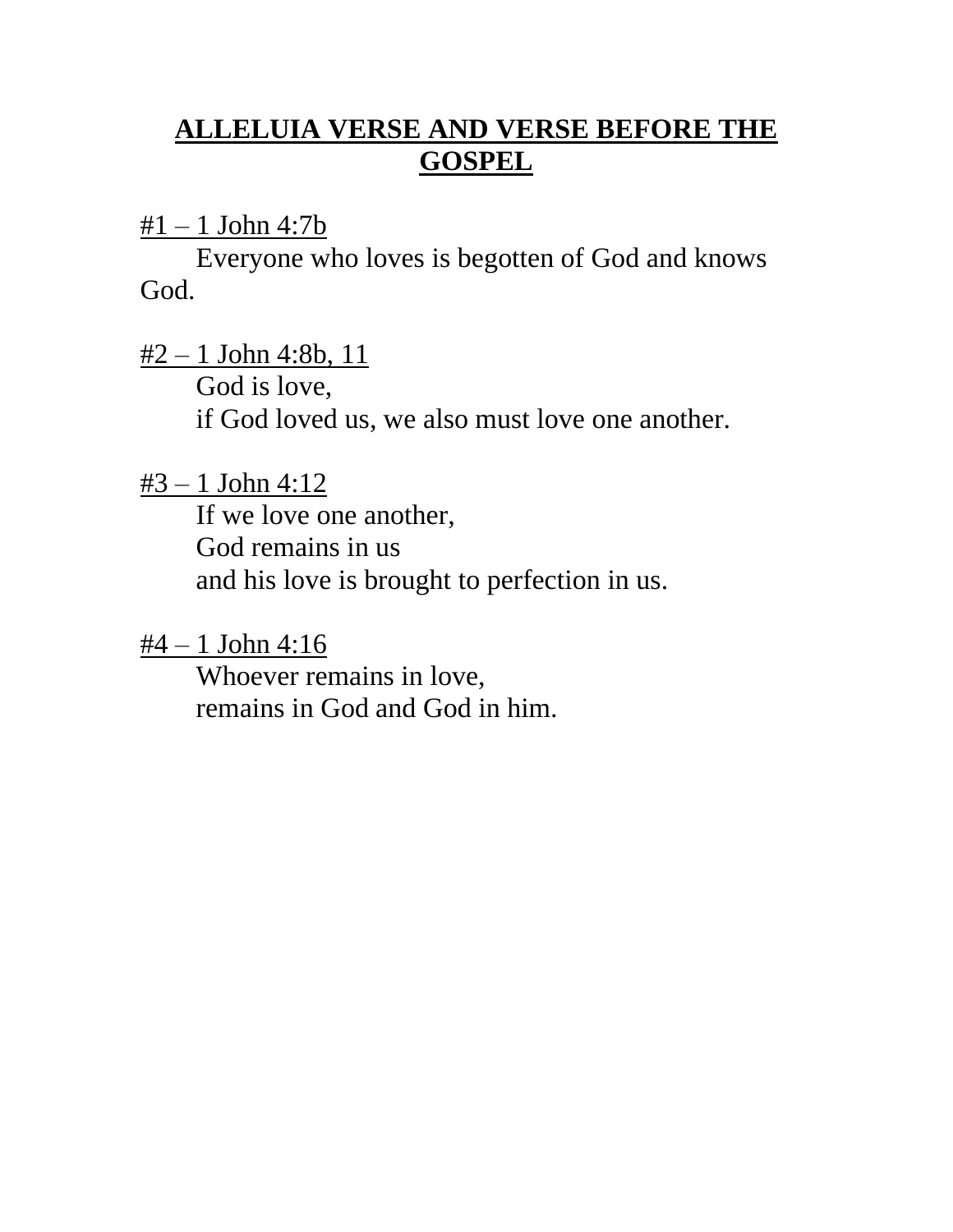## ALLELUIA VERSE AND VERSE BEFORE THE GOSPEL

#1 – 1 John 4:7b

Everyone who loves is begotten of God and knows God.

#2 – 1 John 4:8b, 11

God is love,
if God loved us, we also must love one another.

#3 – 1 John 4:12

If we love one another,
God remains in us
and his love is brought to perfection in us.

#4 – 1 John 4:16

Whoever remains in love,
remains in God and God in him.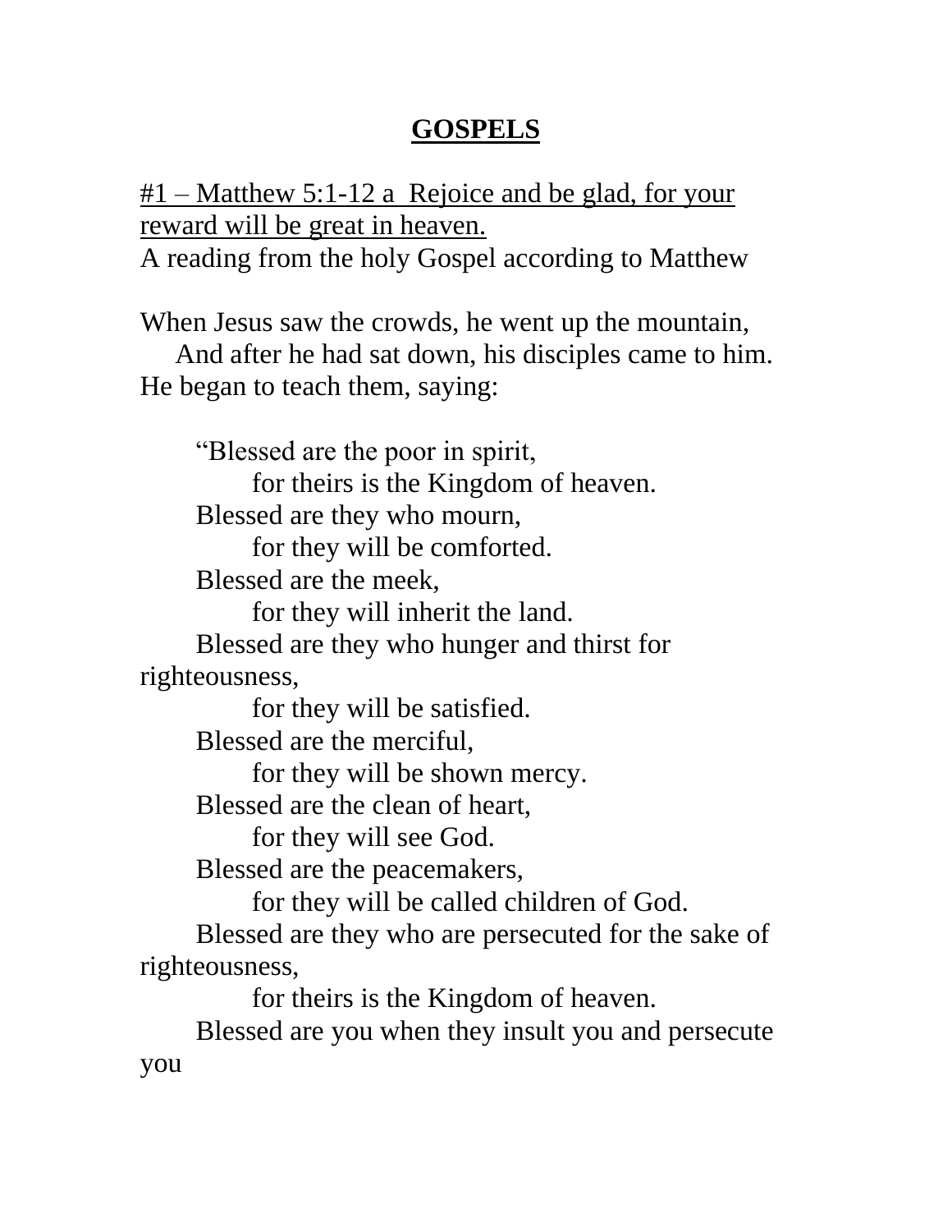# GOSPELS

<u>#1 – Matthew 5:1-12 a  Rejoice and be glad, for your reward will be great in heaven.</u>
A reading from the holy Gospel according to Matthew

When Jesus saw the crowds, he went up the mountain,
And after he had sat down, his disciples came to him.
He began to teach them, saying:

"Blessed are the poor in spirit,
for theirs is the Kingdom of heaven.
Blessed are they who mourn,
for they will be comforted.
Blessed are the meek,
for they will inherit the land.
Blessed are they who hunger and thirst for righteousness,
for they will be satisfied.
Blessed are the merciful,
for they will be shown mercy.
Blessed are the clean of heart,
for they will see God.
Blessed are the peacemakers,
for they will be called children of God.
Blessed are they who are persecuted for the sake of righteousness,
for theirs is the Kingdom of heaven.
Blessed are you when they insult you and persecute you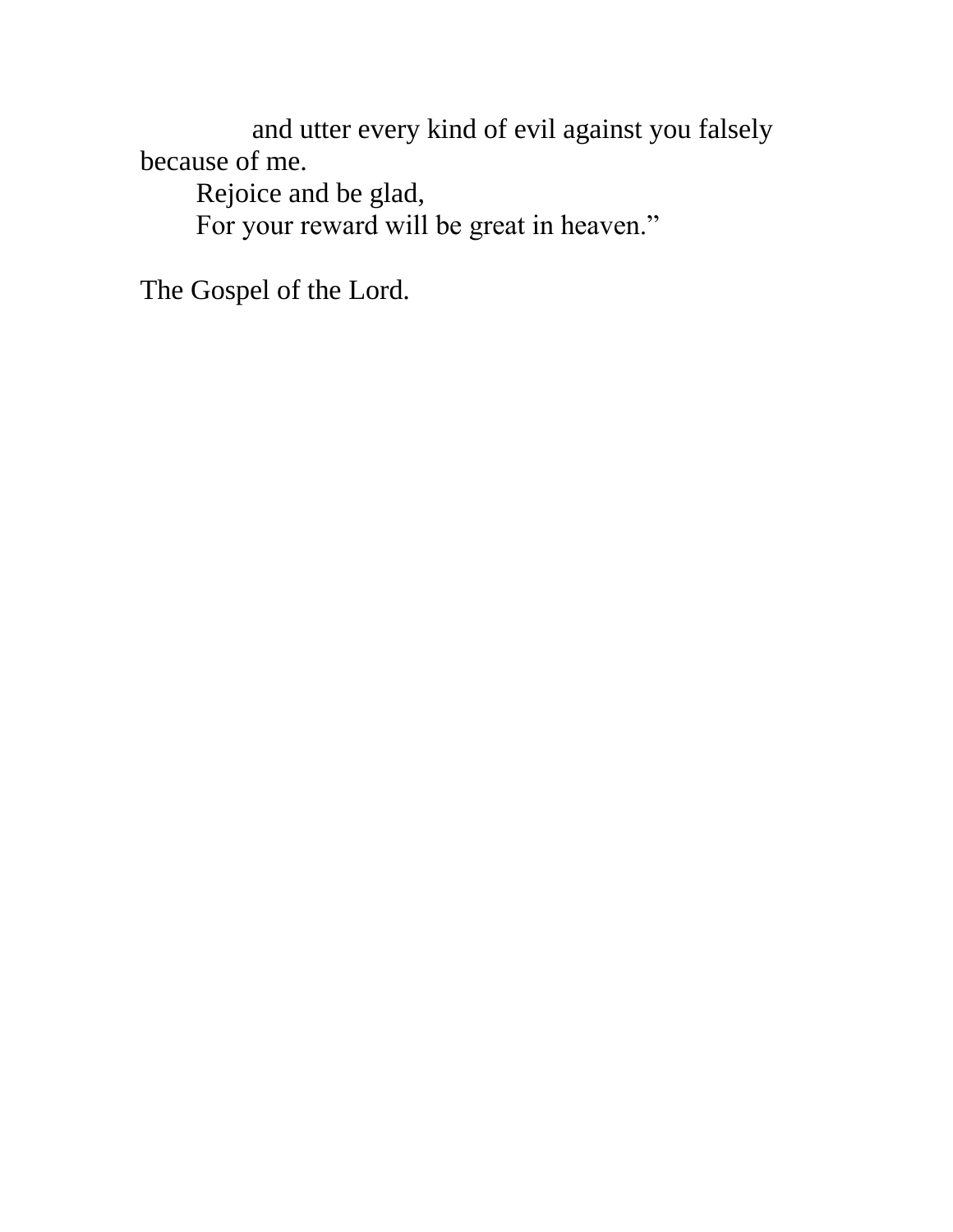and utter every kind of evil against you falsely because of me.
Rejoice and be glad,
For your reward will be great in heaven."

The Gospel of the Lord.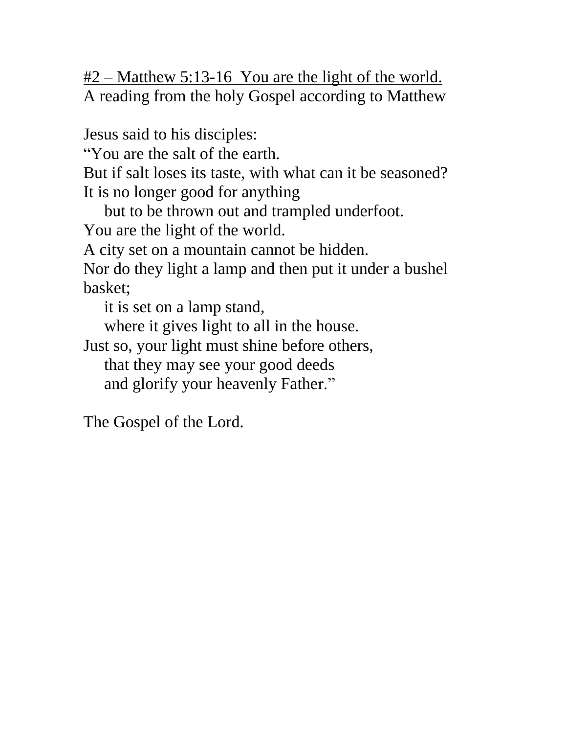<u>#2 – Matthew 5:13-16  You are the light of the world.</u>
A reading from the holy Gospel according to Matthew

Jesus said to his disciples:
"You are the salt of the earth.
But if salt loses its taste, with what can it be seasoned?
It is no longer good for anything
    but to be thrown out and trampled underfoot.
You are the light of the world.
A city set on a mountain cannot be hidden.
Nor do they light a lamp and then put it under a bushel basket;
    it is set on a lamp stand,
    where it gives light to all in the house.
Just so, your light must shine before others,
    that they may see your good deeds
    and glorify your heavenly Father."

The Gospel of the Lord.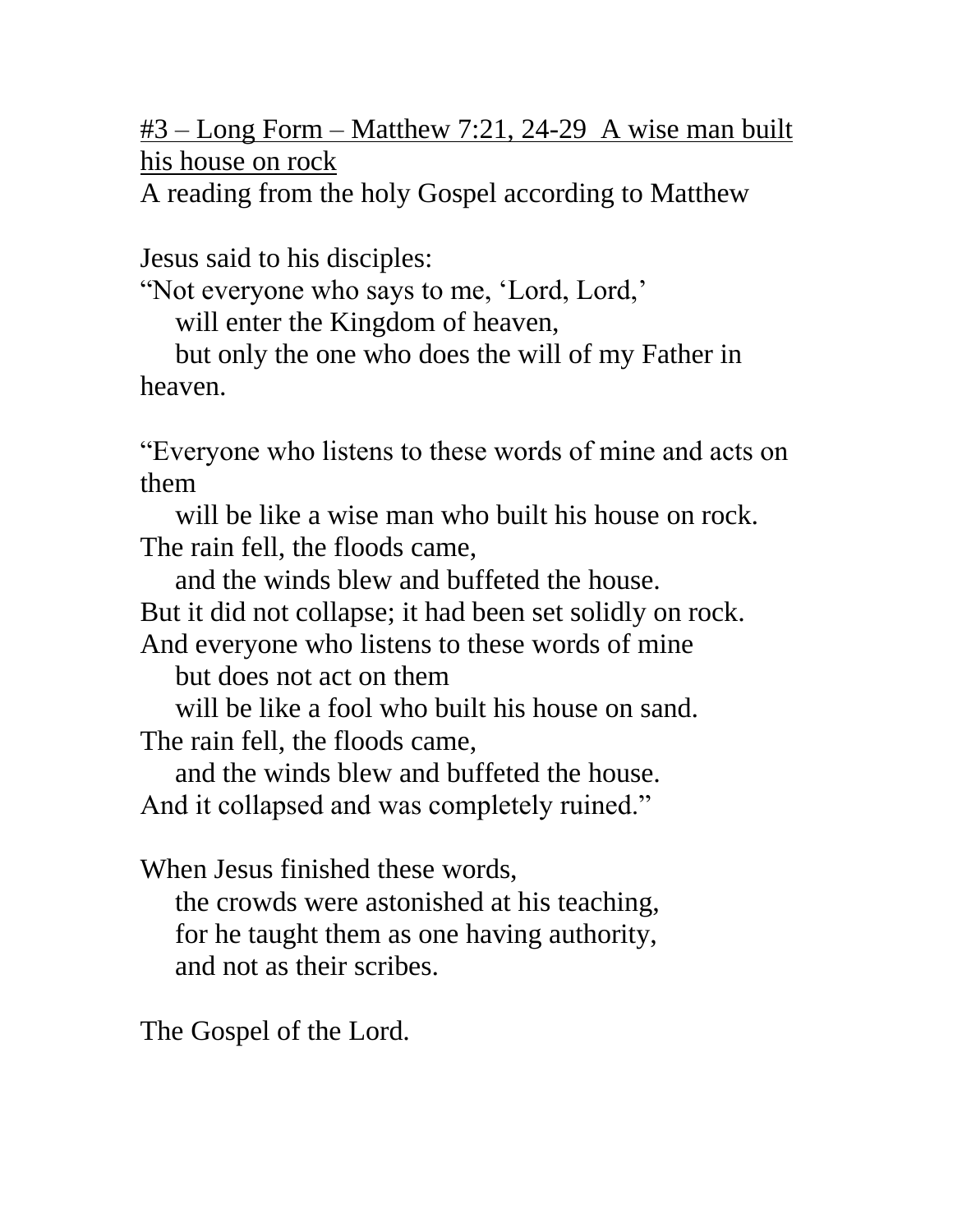<u>#3 – Long Form – Matthew 7:21, 24-29  A wise man built his house on rock</u>

A reading from the holy Gospel according to Matthew

Jesus said to his disciples:
"Not everyone who says to me, 'Lord, Lord,'
    will enter the Kingdom of heaven,
    but only the one who does the will of my Father in heaven.

"Everyone who listens to these words of mine and acts on them
    will be like a wise man who built his house on rock.
The rain fell, the floods came,
    and the winds blew and buffeted the house.
But it did not collapse; it had been set solidly on rock.
And everyone who listens to these words of mine
    but does not act on them
    will be like a fool who built his house on sand.
The rain fell, the floods came,
    and the winds blew and buffeted the house.
And it collapsed and was completely ruined."

When Jesus finished these words,
    the crowds were astonished at his teaching,
    for he taught them as one having authority,
    and not as their scribes.

The Gospel of the Lord.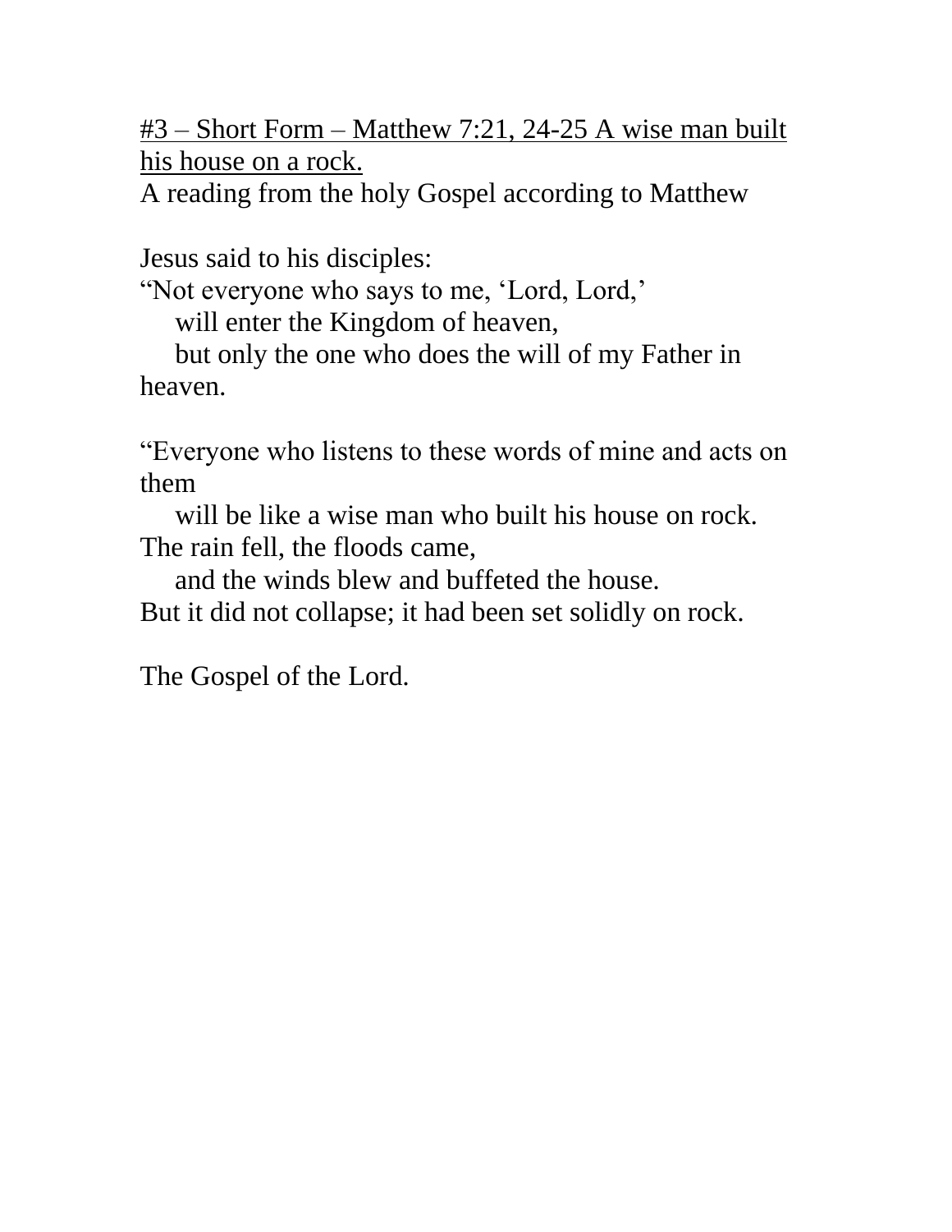<u>#3 – Short Form – Matthew 7:21, 24-25 A wise man built his house on a rock.</u>

A reading from the holy Gospel according to Matthew

Jesus said to his disciples:
"Not everyone who says to me, 'Lord, Lord,'
will enter the Kingdom of heaven,
but only the one who does the will of my Father in heaven.

"Everyone who listens to these words of mine and acts on them
will be like a wise man who built his house on rock.
The rain fell, the floods came,
and the winds blew and buffeted the house.
But it did not collapse; it had been set solidly on rock.

The Gospel of the Lord.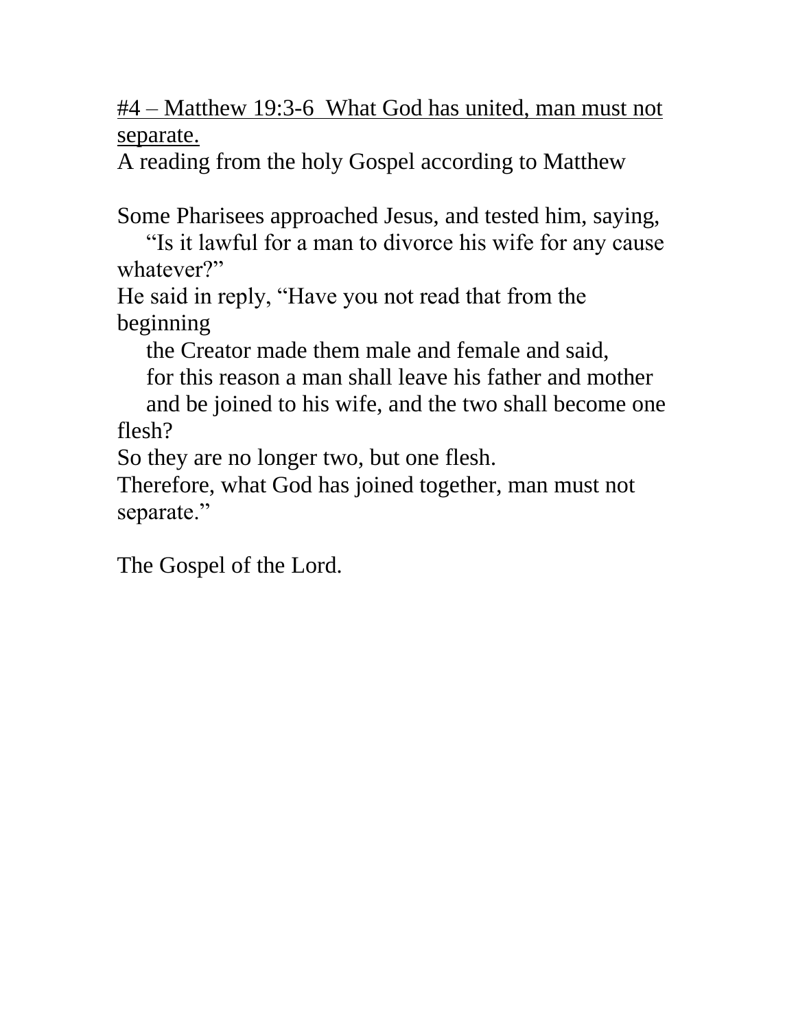<u>#4 – Matthew 19:3-6  What God has united, man must not separate.</u>

A reading from the holy Gospel according to Matthew

Some Pharisees approached Jesus, and tested him, saying,
"Is it lawful for a man to divorce his wife for any cause whatever?"
He said in reply, "Have you not read that from the beginning
the Creator made them male and female and said,
for this reason a man shall leave his father and mother
and be joined to his wife, and the two shall become one flesh?
So they are no longer two, but one flesh.
Therefore, what God has joined together, man must not separate."

The Gospel of the Lord.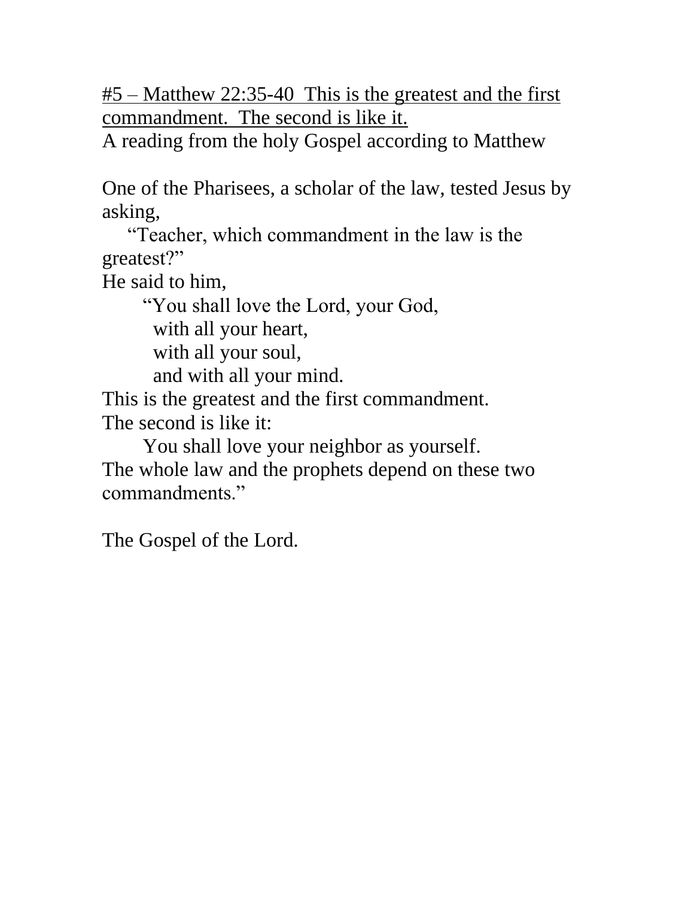<u>#5 – Matthew 22:35-40 This is the greatest and the first commandment. The second is like it.</u>

A reading from the holy Gospel according to Matthew

One of the Pharisees, a scholar of the law, tested Jesus by asking,

"Teacher, which commandment in the law is the greatest?"

He said to him,

"You shall love the Lord, your God,  
with all your heart,  
with all your soul,  
and with all your mind.

This is the greatest and the first commandment.  
The second is like it:

You shall love your neighbor as yourself.

The whole law and the prophets depend on these two commandments."

The Gospel of the Lord.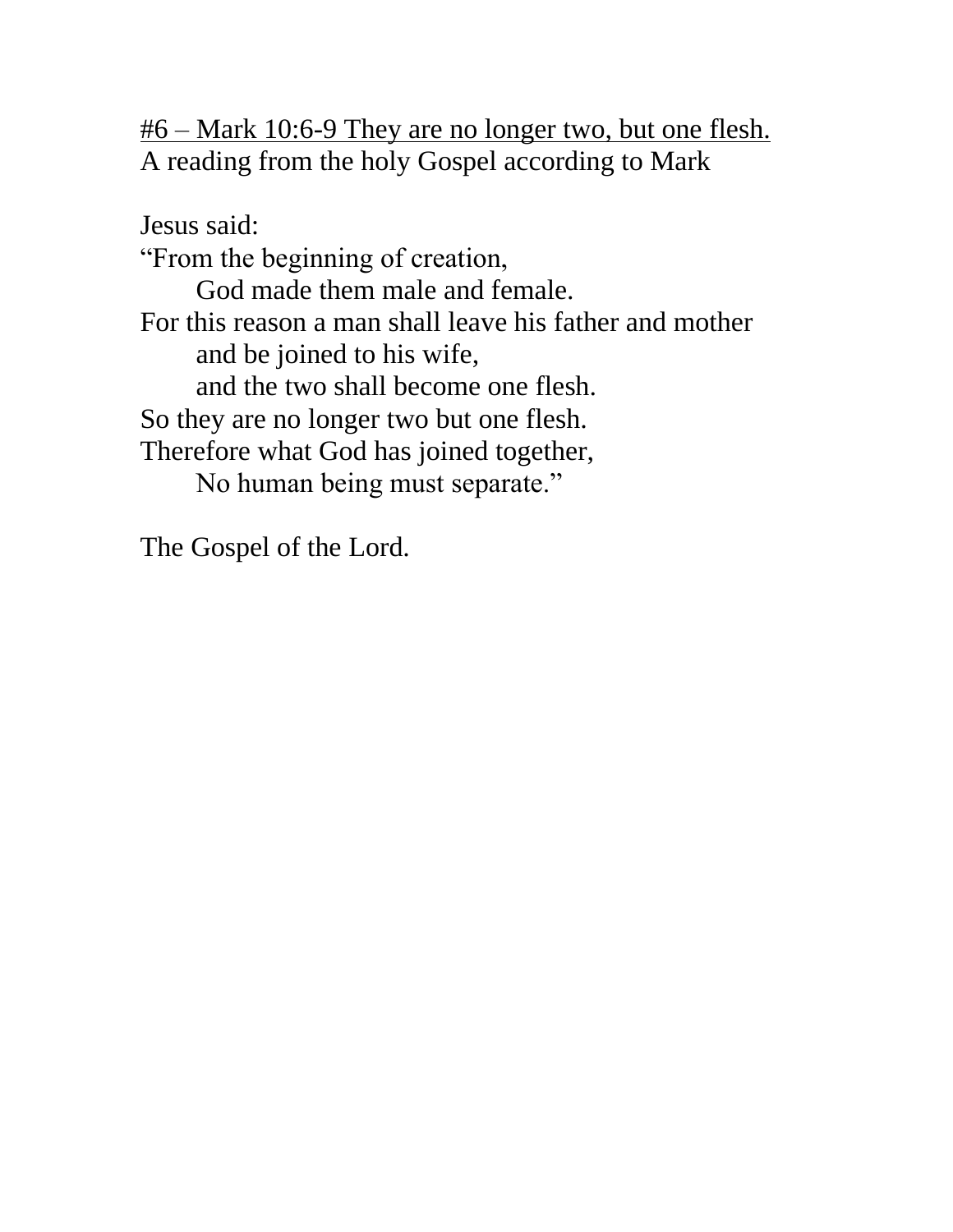<u>#6 – Mark 10:6-9 They are no longer two, but one flesh.</u>
A reading from the holy Gospel according to Mark

Jesus said:
"From the beginning of creation,
    God made them male and female.
For this reason a man shall leave his father and mother
    and be joined to his wife,
    and the two shall become one flesh.
So they are no longer two but one flesh.
Therefore what God has joined together,
    No human being must separate."

The Gospel of the Lord.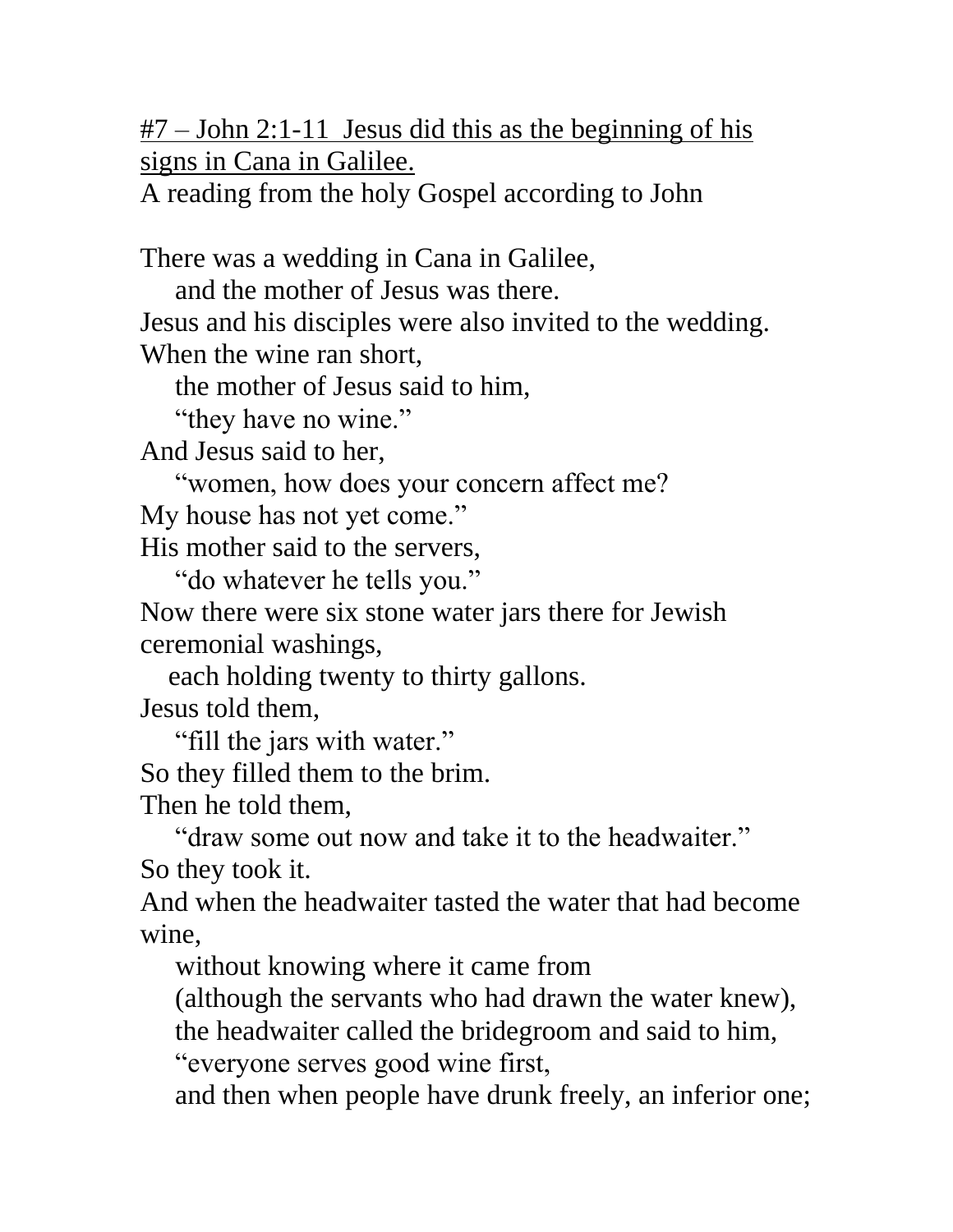<u>#7 – John 2:1-11 Jesus did this as the beginning of his signs in Cana in Galilee.</u>

A reading from the holy Gospel according to John

There was a wedding in Cana in Galilee,
    and the mother of Jesus was there.
Jesus and his disciples were also invited to the wedding.
When the wine ran short,
    the mother of Jesus said to him,
    "they have no wine."
And Jesus said to her,
    "women, how does your concern affect me?
My house has not yet come."
His mother said to the servers,
    "do whatever he tells you."
Now there were six stone water jars there for Jewish ceremonial washings,
    each holding twenty to thirty gallons.
Jesus told them,
    "fill the jars with water."
So they filled them to the brim.
Then he told them,
    "draw some out now and take it to the headwaiter."
So they took it.
And when the headwaiter tasted the water that had become wine,
    without knowing where it came from
    (although the servants who had drawn the water knew),
    the headwaiter called the bridegroom and said to him,
    "everyone serves good wine first,
    and then when people have drunk freely, an inferior one;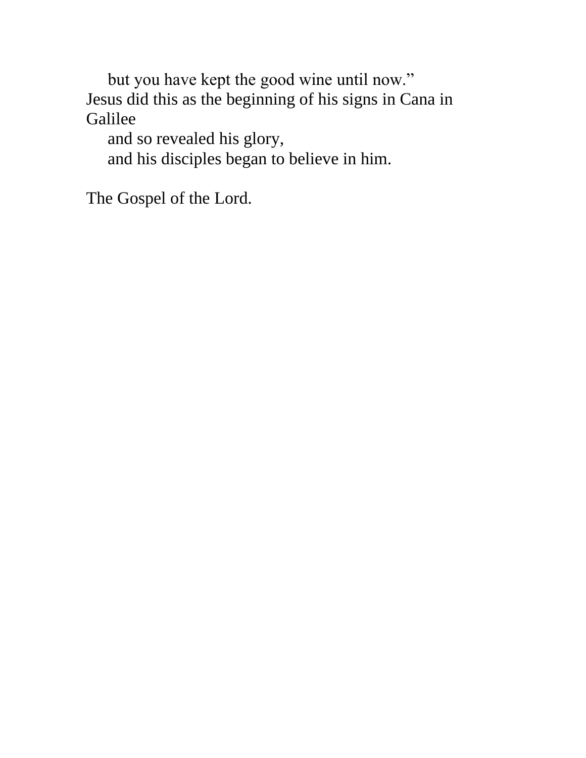but you have kept the good wine until now."
Jesus did this as the beginning of his signs in Cana in Galilee
and so revealed his glory,
and his disciples began to believe in him.

The Gospel of the Lord.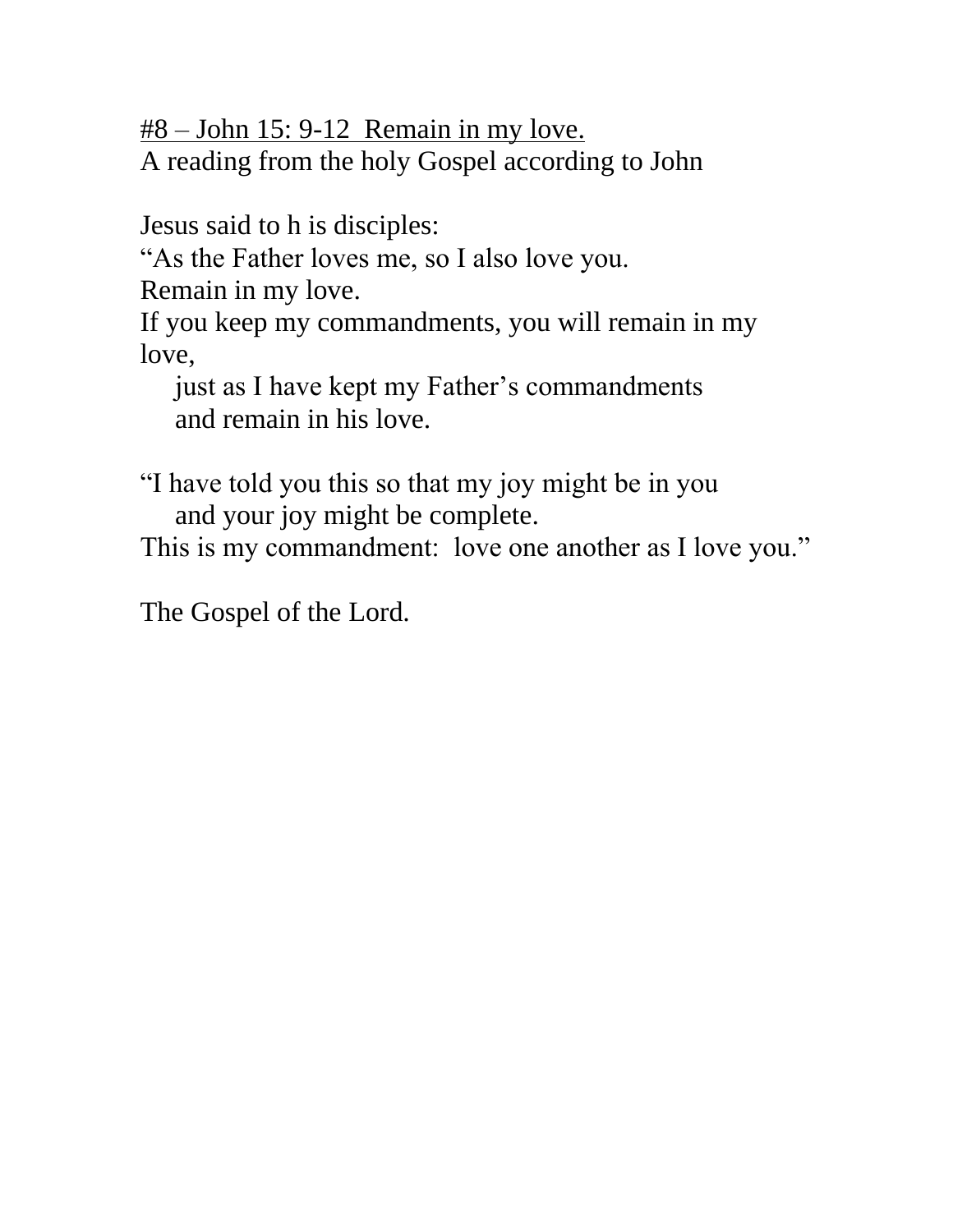<u>#8 – John 15: 9-12  Remain in my love.</u>
A reading from the holy Gospel according to John

Jesus said to h is disciples:
"As the Father loves me, so I also love you.
Remain in my love.
If you keep my commandments, you will remain in my love,
  just as I have kept my Father's commandments
  and remain in his love.

"I have told you this so that my joy might be in you
  and your joy might be complete.
This is my commandment:  love one another as I love you."

The Gospel of the Lord.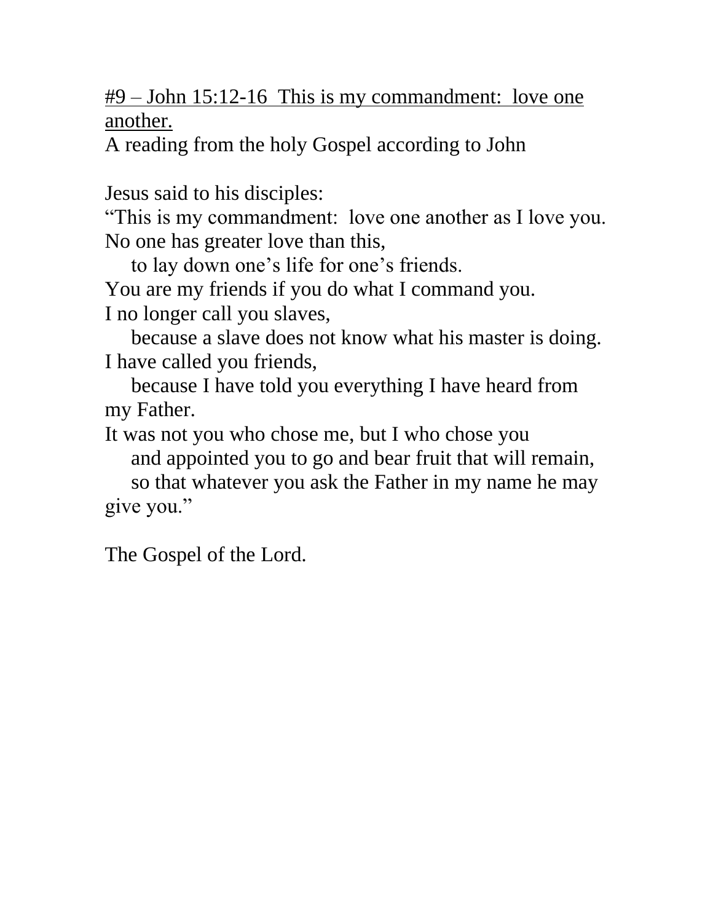<u>#9 – John 15:12-16 This is my commandment: love one another.</u>

A reading from the holy Gospel according to John

Jesus said to his disciples:
"This is my commandment: love one another as I love you.
No one has greater love than this,
 to lay down one's life for one's friends.
You are my friends if you do what I command you.
I no longer call you slaves,
 because a slave does not know what his master is doing.
I have called you friends,
 because I have told you everything I have heard from my Father.
It was not you who chose me, but I who chose you
 and appointed you to go and bear fruit that will remain,
 so that whatever you ask the Father in my name he may give you."

The Gospel of the Lord.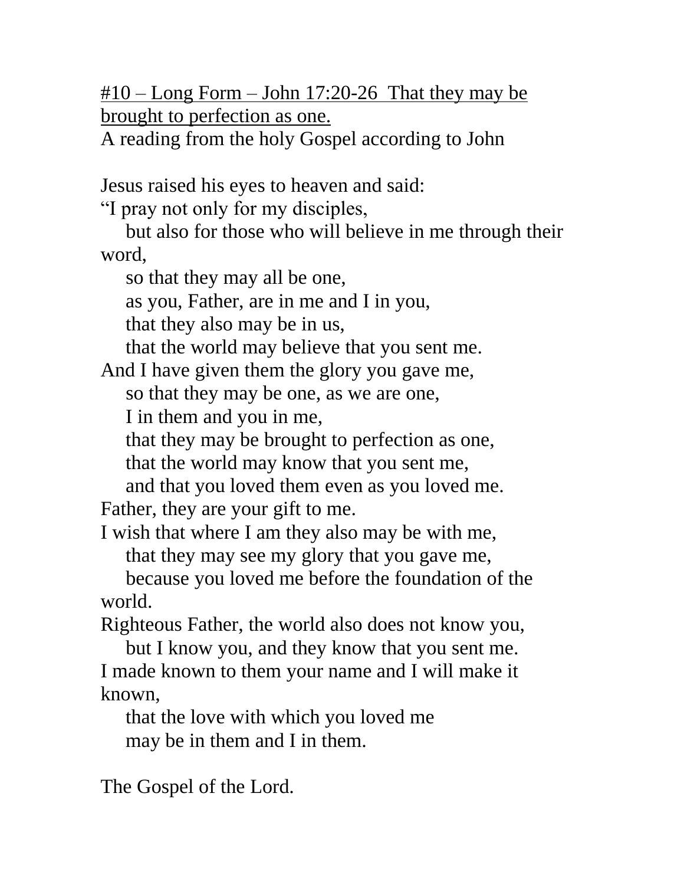<u>#10 – Long Form – John 17:20-26 That they may be brought to perfection as one.</u>

A reading from the holy Gospel according to John

Jesus raised his eyes to heaven and said:
"I pray not only for my disciples,
  but also for those who will believe in me through their word,
  so that they may all be one,
  as you, Father, are in me and I in you,
  that they also may be in us,
  that the world may believe that you sent me.
And I have given them the glory you gave me,
  so that they may be one, as we are one,
  I in them and you in me,
  that they may be brought to perfection as one,
  that the world may know that you sent me,
  and that you loved them even as you loved me.
Father, they are your gift to me.
I wish that where I am they also may be with me,
  that they may see my glory that you gave me,
  because you loved me before the foundation of the world.
Righteous Father, the world also does not know you,
  but I know you, and they know that you sent me.
I made known to them your name and I will make it known,
  that the love with which you loved me
  may be in them and I in them.

The Gospel of the Lord.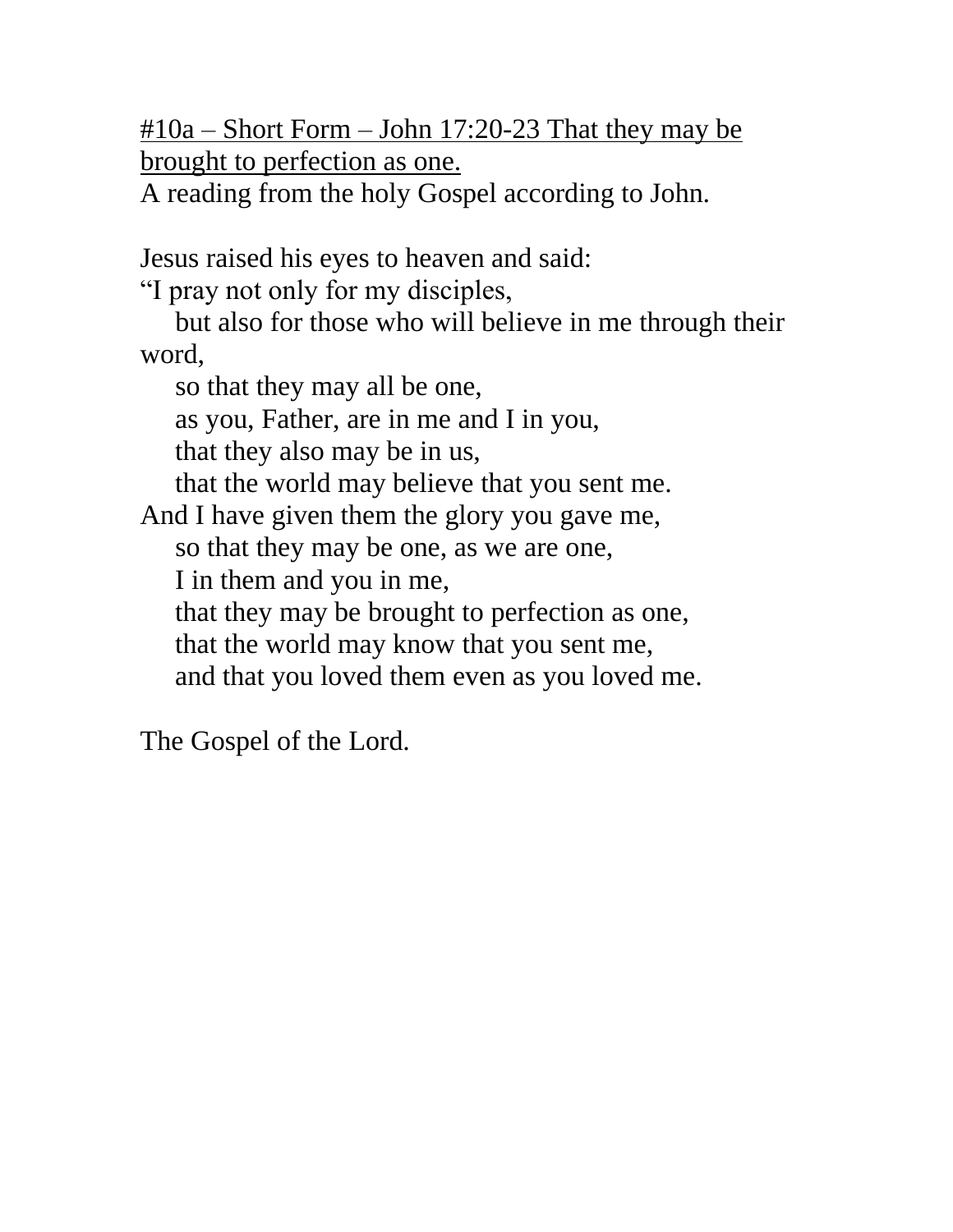<u>#10a – Short Form – John 17:20-23 That they may be brought to perfection as one.</u>

A reading from the holy Gospel according to John.

Jesus raised his eyes to heaven and said:
“I pray not only for my disciples,
 but also for those who will believe in me through their word,
 so that they may all be one,
 as you, Father, are in me and I in you,
 that they also may be in us,
 that the world may believe that you sent me.
And I have given them the glory you gave me,
 so that they may be one, as we are one,
 I in them and you in me,
 that they may be brought to perfection as one,
 that the world may know that you sent me,
 and that you loved them even as you loved me.

The Gospel of the Lord.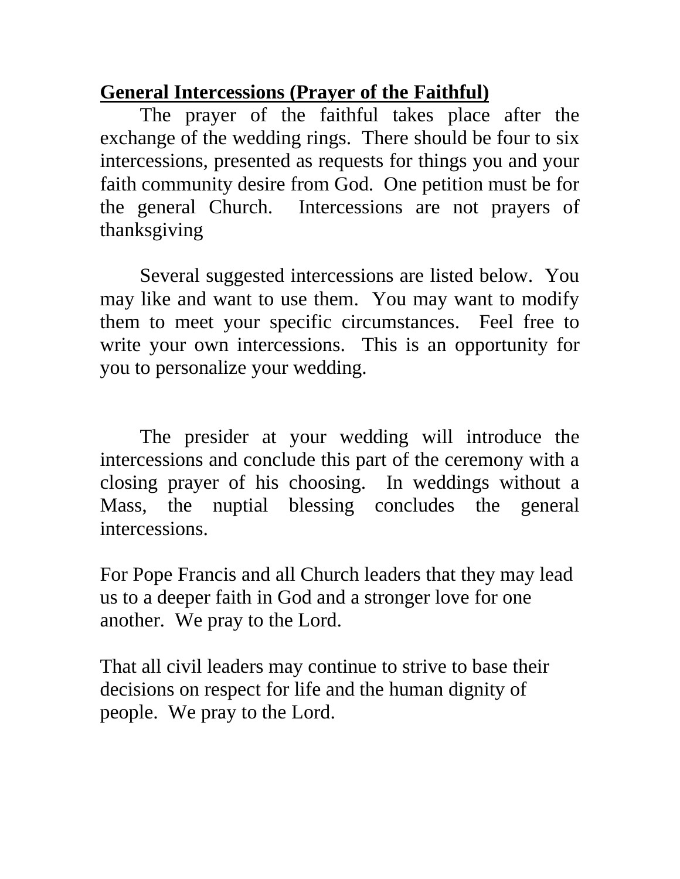## **General Intercessions (Prayer of the Faithful)**

The prayer of the faithful takes place after the exchange of the wedding rings. There should be four to six intercessions, presented as requests for things you and your faith community desire from God. One petition must be for the general Church. Intercessions are not prayers of thanksgiving

Several suggested intercessions are listed below. You may like and want to use them. You may want to modify them to meet your specific circumstances. Feel free to write your own intercessions. This is an opportunity for you to personalize your wedding.

The presider at your wedding will introduce the intercessions and conclude this part of the ceremony with a closing prayer of his choosing. In weddings without a Mass, the nuptial blessing concludes the general intercessions.

For Pope Francis and all Church leaders that they may lead us to a deeper faith in God and a stronger love for one another. We pray to the Lord.

That all civil leaders may continue to strive to base their decisions on respect for life and the human dignity of people. We pray to the Lord.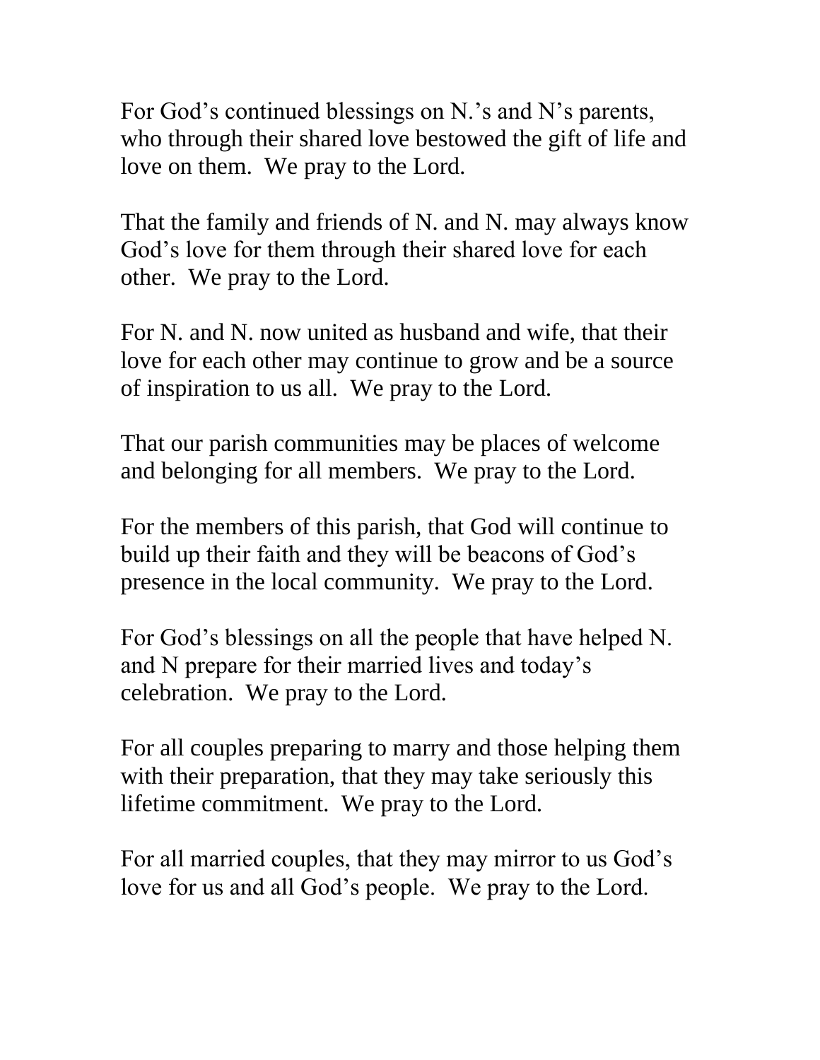For God's continued blessings on N.'s and N's parents, who through their shared love bestowed the gift of life and love on them. We pray to the Lord.

That the family and friends of N. and N. may always know God's love for them through their shared love for each other. We pray to the Lord.

For N. and N. now united as husband and wife, that their love for each other may continue to grow and be a source of inspiration to us all. We pray to the Lord.

That our parish communities may be places of welcome and belonging for all members. We pray to the Lord.

For the members of this parish, that God will continue to build up their faith and they will be beacons of God's presence in the local community. We pray to the Lord.

For God's blessings on all the people that have helped N. and N prepare for their married lives and today's celebration. We pray to the Lord.

For all couples preparing to marry and those helping them with their preparation, that they may take seriously this lifetime commitment. We pray to the Lord.

For all married couples, that they may mirror to us God's love for us and all God's people. We pray to the Lord.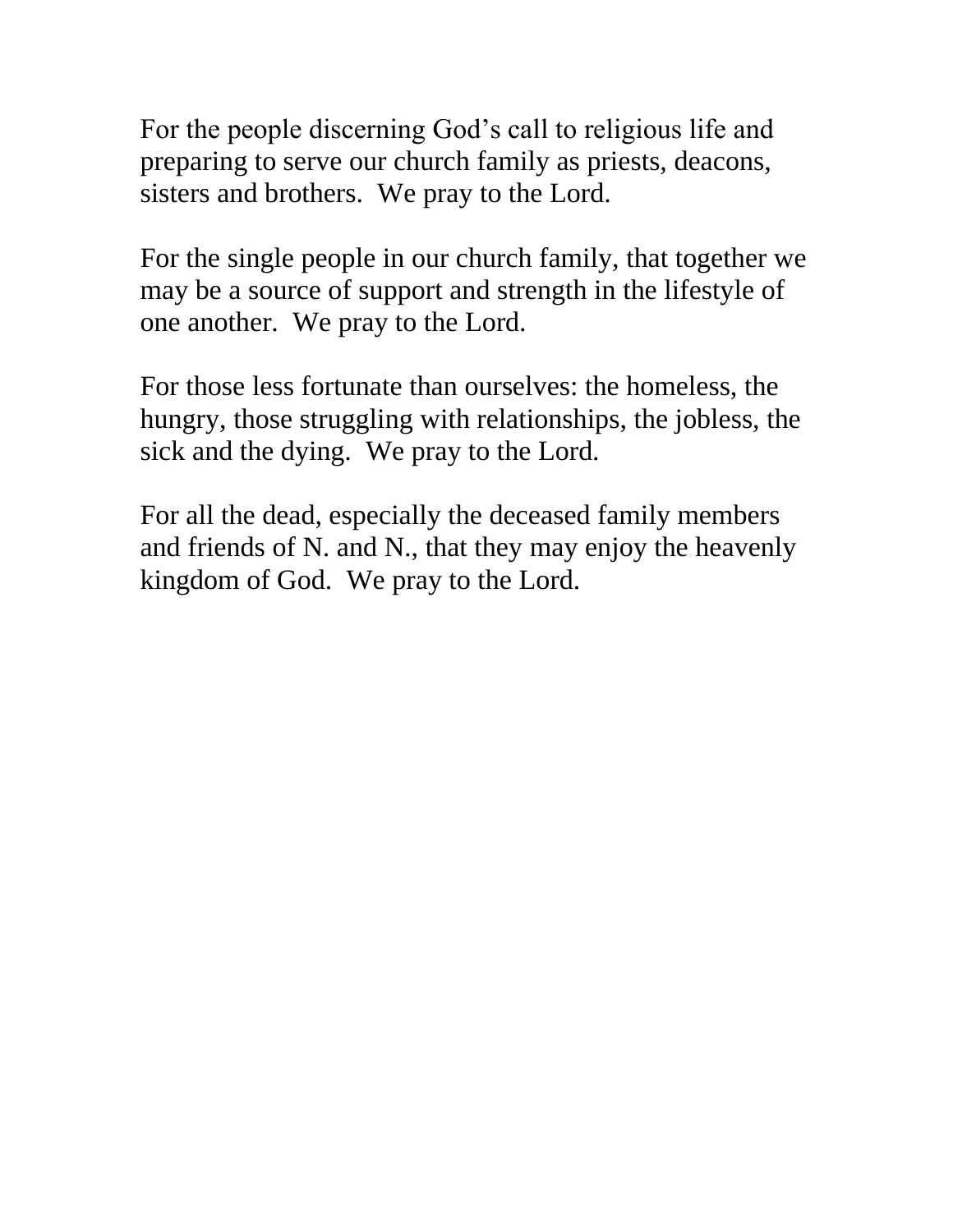For the people discerning God's call to religious life and preparing to serve our church family as priests, deacons, sisters and brothers. We pray to the Lord.

For the single people in our church family, that together we may be a source of support and strength in the lifestyle of one another. We pray to the Lord.

For those less fortunate than ourselves: the homeless, the hungry, those struggling with relationships, the jobless, the sick and the dying. We pray to the Lord.

For all the dead, especially the deceased family members and friends of N. and N., that they may enjoy the heavenly kingdom of God. We pray to the Lord.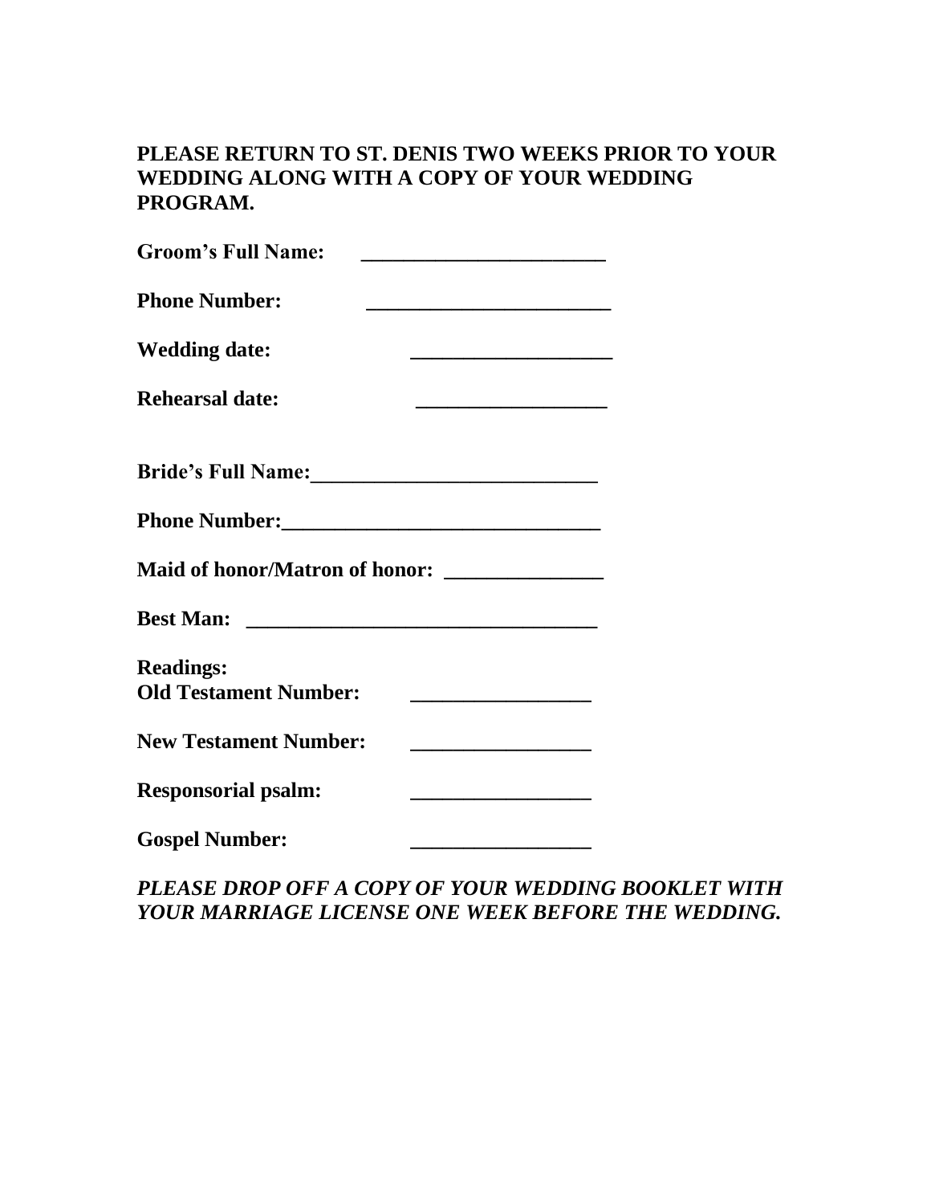**PLEASE RETURN TO ST. DENIS TWO WEEKS PRIOR TO YOUR WEDDING ALONG WITH A COPY OF YOUR WEDDING PROGRAM.**

**Groom's Full Name:** _______________________

**Phone Number:** _______________________

**Wedding date:** ___________________

**Rehearsal date:** __________________

**Bride's Full Name:**___________________________

**Phone Number:**______________________________

**Maid of honor/Matron of honor:** _______________

**Best Man:** _________________________________

**Readings:**
**Old Testament Number:** _________________

**New Testament Number:** _________________

**Responsorial psalm:** _________________

**Gospel Number:** _________________

***PLEASE DROP OFF A COPY OF YOUR WEDDING BOOKLET WITH YOUR MARRIAGE LICENSE ONE WEEK BEFORE THE WEDDING.***